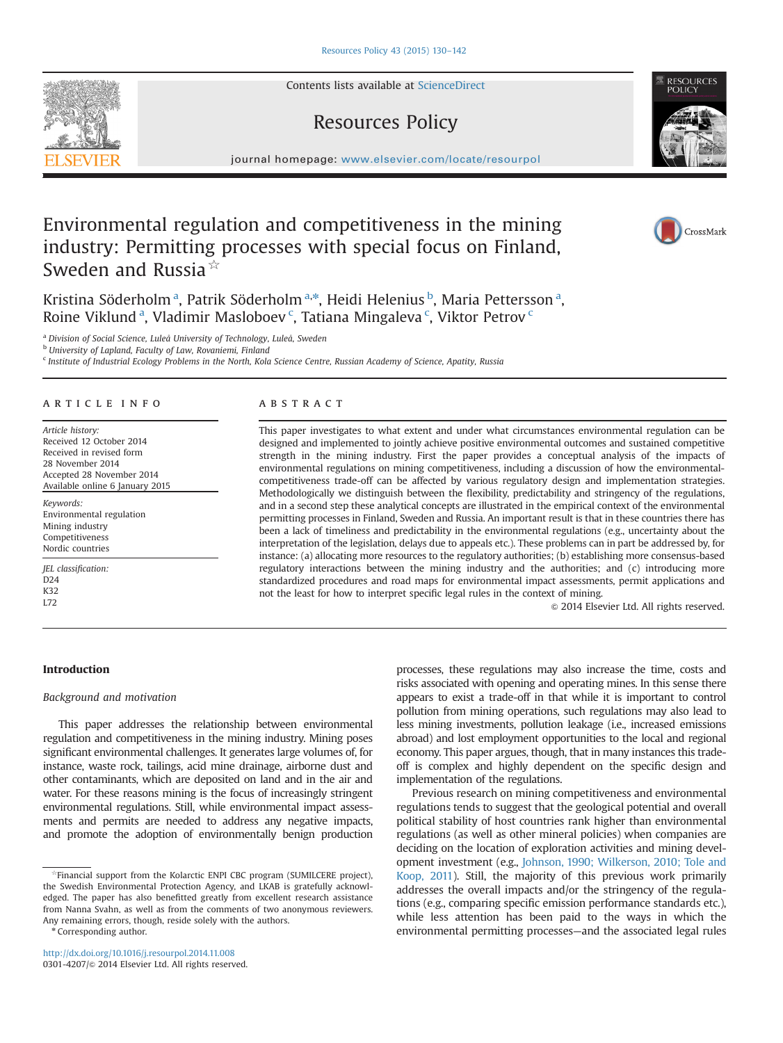# Environmental regulation and competitiveness in the mining industry: Permitting processes with special focus on Finland, Sweden and Russia☆

Kristina Söderholm [a], Patrik Söderholm [a,*], Heidi Helenius [b], Maria Pettersson [a], Roine Viklund [a], Vladimir Masloboev [c], Tatiana Mingaleva [c], Viktor Petrov [c]

[a] Division of Social Science, Luleå University of Technology, Luleå, Sweden
[b] University of Lapland, Faculty of Law, Rovaniemi, Finland
[c] Institute of Industrial Ecology Problems in the North, Kola Science Centre, Russian Academy of Science, Apatity, Russia

## ARTICLE INFO

*Article history:*
Received 12 October 2014
Received in revised form
28 November 2014
Accepted 28 November 2014
Available online 6 January 2015

*Keywords:*
Environmental regulation
Mining industry
Competitiveness
Nordic countries

*JEL classification:*
D24
K32
L72

## ABSTRACT

This paper investigates to what extent and under what circumstances environmental regulation can be designed and implemented to jointly achieve positive environmental outcomes and sustained competitive strength in the mining industry. First the paper provides a conceptual analysis of the impacts of environmental regulations on mining competitiveness, including a discussion of how the environmental-competitiveness trade-off can be affected by various regulatory design and implementation strategies. Methodologically we distinguish between the flexibility, predictability and stringency of the regulations, and in a second step these analytical concepts are illustrated in the empirical context of the environmental permitting processes in Finland, Sweden and Russia. An important result is that in these countries there has been a lack of timeliness and predictability in the environmental regulations (e.g., uncertainty about the interpretation of the legislation, delays due to appeals etc.). These problems can in part be addressed by, for instance: (a) allocating more resources to the regulatory authorities; (b) establishing more consensus-based regulatory interactions between the mining industry and the authorities; and (c) introducing more standardized procedures and road maps for environmental impact assessments, permit applications and not the least for how to interpret specific legal rules in the context of mining.

© 2014 Elsevier Ltd. All rights reserved.

## Introduction

### *Background and motivation*

This paper addresses the relationship between environmental regulation and competitiveness in the mining industry. Mining poses significant environmental challenges. It generates large volumes of, for instance, waste rock, tailings, acid mine drainage, airborne dust and other contaminants, which are deposited on land and in the air and water. For these reasons mining is the focus of increasingly stringent environmental regulations. Still, while environmental impact assessments and permits are needed to address any negative impacts, and promote the adoption of environmentally benign production processes, these regulations may also increase the time, costs and risks associated with opening and operating mines. In this sense there appears to exist a trade-off in that while it is important to control pollution from mining operations, such regulations may also lead to less mining investments, pollution leakage (i.e., increased emissions abroad) and lost employment opportunities to the local and regional economy. This paper argues, though, that in many instances this trade-off is complex and highly dependent on the specific design and implementation of the regulations.

Previous research on mining competitiveness and environmental regulations tends to suggest that the geological potential and overall political stability of host countries rank higher than environmental regulations (as well as other mineral policies) when companies are deciding on the location of exploration activities and mining development investment (e.g., Johnson, 1990; Wilkerson, 2010; Tole and Koop, 2011). Still, the majority of this previous work primarily addresses the overall impacts and/or the stringency of the regulations (e.g., comparing specific emission performance standards etc.), while less attention has been paid to the ways in which the environmental permitting processes—and the associated legal rules

☆Financial support from the Kolarctic ENPI CBC program (SUMILCERE project), the Swedish Environmental Protection Agency, and LKAB is gratefully acknowledged. The paper has also benefitted greatly from excellent research assistance from Nanna Svahn, as well as from the comments of two anonymous reviewers. Any remaining errors, though, reside solely with the authors.

\* Corresponding author.

http://dx.doi.org/10.1016/j.resourpol.2014.11.008
0301-4207/© 2014 Elsevier Ltd. All rights reserved.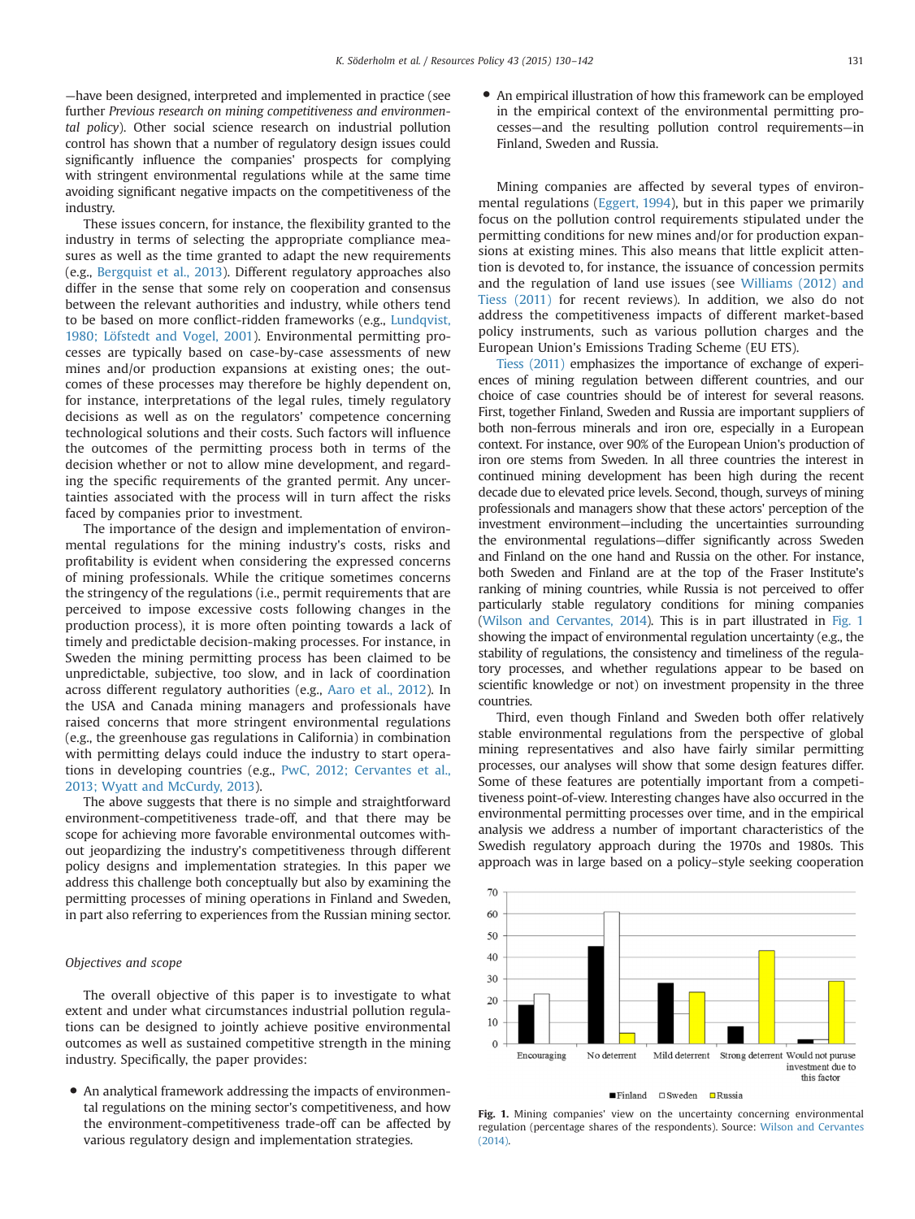—have been designed, interpreted and implemented in practice (see further *Previous research on mining competitiveness and environmental policy*). Other social science research on industrial pollution control has shown that a number of regulatory design issues could significantly influence the companies' prospects for complying with stringent environmental regulations while at the same time avoiding significant negative impacts on the competitiveness of the industry.

These issues concern, for instance, the flexibility granted to the industry in terms of selecting the appropriate compliance measures as well as the time granted to adapt the new requirements (e.g., Bergquist et al., 2013). Different regulatory approaches also differ in the sense that some rely on cooperation and consensus between the relevant authorities and industry, while others tend to be based on more conflict-ridden frameworks (e.g., Lundqvist, 1980; Löfstedt and Vogel, 2001). Environmental permitting processes are typically based on case-by-case assessments of new mines and/or production expansions at existing ones; the outcomes of these processes may therefore be highly dependent on, for instance, interpretations of the legal rules, timely regulatory decisions as well as on the regulators' competence concerning technological solutions and their costs. Such factors will influence the outcomes of the permitting process both in terms of the decision whether or not to allow mine development, and regarding the specific requirements of the granted permit. Any uncertainties associated with the process will in turn affect the risks faced by companies prior to investment.

The importance of the design and implementation of environmental regulations for the mining industry's costs, risks and profitability is evident when considering the expressed concerns of mining professionals. While the critique sometimes concerns the stringency of the regulations (i.e., permit requirements that are perceived to impose excessive costs following changes in the production process), it is more often pointing towards a lack of timely and predictable decision-making processes. For instance, in Sweden the mining permitting process has been claimed to be unpredictable, subjective, too slow, and in lack of coordination across different regulatory authorities (e.g., Aaro et al., 2012). In the USA and Canada mining managers and professionals have raised concerns that more stringent environmental regulations (e.g., the greenhouse gas regulations in California) in combination with permitting delays could induce the industry to start operations in developing countries (e.g., PwC, 2012; Cervantes et al., 2013; Wyatt and McCurdy, 2013).

The above suggests that there is no simple and straightforward environment-competitiveness trade-off, and that there may be scope for achieving more favorable environmental outcomes without jeopardizing the industry's competitiveness through different policy designs and implementation strategies. In this paper we address this challenge both conceptually but also by examining the permitting processes of mining operations in Finland and Sweden, in part also referring to experiences from the Russian mining sector.

## Objectives and scope

The overall objective of this paper is to investigate to what extent and under what circumstances industrial pollution regulations can be designed to jointly achieve positive environmental outcomes as well as sustained competitive strength in the mining industry. Specifically, the paper provides:

- An analytical framework addressing the impacts of environmental regulations on the mining sector's competitiveness, and how the environment-competitiveness trade-off can be affected by various regulatory design and implementation strategies.
- An empirical illustration of how this framework can be employed in the empirical context of the environmental permitting processes—and the resulting pollution control requirements—in Finland, Sweden and Russia.

Mining companies are affected by several types of environmental regulations (Eggert, 1994), but in this paper we primarily focus on the pollution control requirements stipulated under the permitting conditions for new mines and/or for production expansions at existing mines. This also means that little explicit attention is devoted to, for instance, the issuance of concession permits and the regulation of land use issues (see Williams (2012) and Tiess (2011) for recent reviews). In addition, we also do not address the competitiveness impacts of different market-based policy instruments, such as various pollution charges and the European Union's Emissions Trading Scheme (EU ETS).

Tiess (2011) emphasizes the importance of exchange of experiences of mining regulation between different countries, and our choice of case countries should be of interest for several reasons. First, together Finland, Sweden and Russia are important suppliers of both non-ferrous minerals and iron ore, especially in a European context. For instance, over 90% of the European Union's production of iron ore stems from Sweden. In all three countries the interest in continued mining development has been high during the recent decade due to elevated price levels. Second, though, surveys of mining professionals and managers show that these actors' perception of the investment environment—including the uncertainties surrounding the environmental regulations—differ significantly across Sweden and Finland on the one hand and Russia on the other. For instance, both Sweden and Finland are at the top of the Fraser Institute's ranking of mining countries, while Russia is not perceived to offer particularly stable regulatory conditions for mining companies (Wilson and Cervantes, 2014). This is in part illustrated in Fig. 1 showing the impact of environmental regulation uncertainty (e.g., the stability of regulations, the consistency and timeliness of the regulatory processes, and whether regulations appear to be based on scientific knowledge or not) on investment propensity in the three countries.

Third, even though Finland and Sweden both offer relatively stable environmental regulations from the perspective of global mining representatives and also have fairly similar permitting processes, our analyses will show that some design features differ. Some of these features are potentially important from a competitiveness point-of-view. Interesting changes have also occurred in the environmental permitting processes over time, and in the empirical analysis we address a number of important characteristics of the Swedish regulatory approach during the 1970s and 1980s. This approach was in large based on a policy–style seeking cooperation

| | Finland | Sweden | Russia |
|---|---|---|---|
| Encouraging | 18 | 23 | 0 |
| No deterrent | 45 | 61 | 5 |
| Mild deterrent | 28 | 0 | 24 |
| Strong deterrent | 8 | 0 | 43 |
| Would not puruse investment due to this factor | 2 | 2 | 29 |

**Fig. 1.** Mining companies' view on the uncertainty concerning environmental regulation (percentage shares of the respondents). Source: Wilson and Cervantes (2014).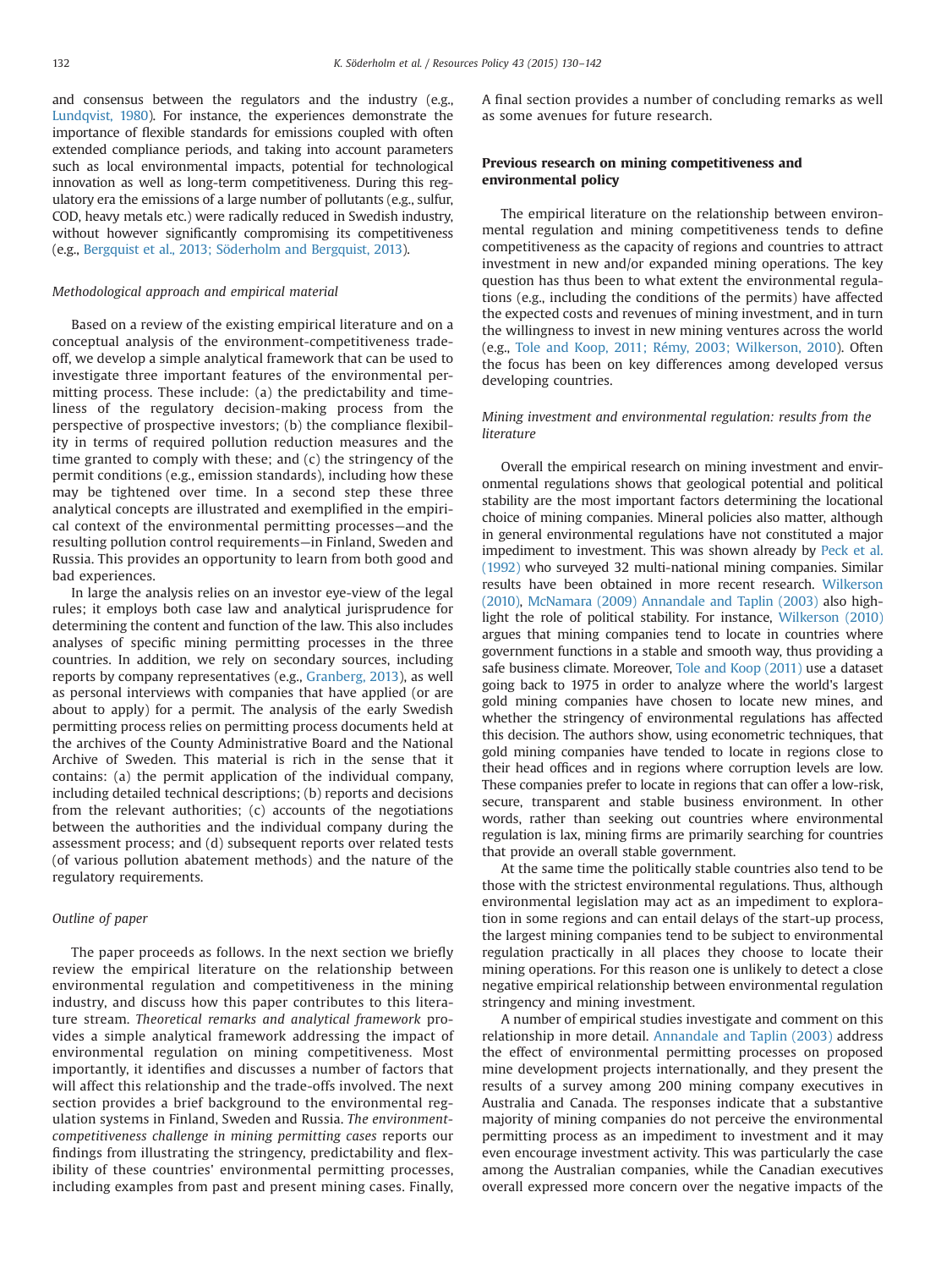and consensus between the regulators and the industry (e.g., Lundqvist, 1980). For instance, the experiences demonstrate the importance of flexible standards for emissions coupled with often extended compliance periods, and taking into account parameters such as local environmental impacts, potential for technological innovation as well as long-term competitiveness. During this regulatory era the emissions of a large number of pollutants (e.g., sulfur, COD, heavy metals etc.) were radically reduced in Swedish industry, without however significantly compromising its competitiveness (e.g., Bergquist et al., 2013; Söderholm and Bergquist, 2013).

### *Methodological approach and empirical material*

Based on a review of the existing empirical literature and on a conceptual analysis of the environment-competitiveness trade-off, we develop a simple analytical framework that can be used to investigate three important features of the environmental permitting process. These include: (a) the predictability and timeliness of the regulatory decision-making process from the perspective of prospective investors; (b) the compliance flexibility in terms of required pollution reduction measures and the time granted to comply with these; and (c) the stringency of the permit conditions (e.g., emission standards), including how these may be tightened over time. In a second step these three analytical concepts are illustrated and exemplified in the empirical context of the environmental permitting processes—and the resulting pollution control requirements—in Finland, Sweden and Russia. This provides an opportunity to learn from both good and bad experiences.

In large the analysis relies on an investor eye-view of the legal rules; it employs both case law and analytical jurisprudence for determining the content and function of the law. This also includes analyses of specific mining permitting processes in the three countries. In addition, we rely on secondary sources, including reports by company representatives (e.g., Granberg, 2013), as well as personal interviews with companies that have applied (or are about to apply) for a permit. The analysis of the early Swedish permitting process relies on permitting process documents held at the archives of the County Administrative Board and the National Archive of Sweden. This material is rich in the sense that it contains: (a) the permit application of the individual company, including detailed technical descriptions; (b) reports and decisions from the relevant authorities; (c) accounts of the negotiations between the authorities and the individual company during the assessment process; and (d) subsequent reports over related tests (of various pollution abatement methods) and the nature of the regulatory requirements.

### *Outline of paper*

The paper proceeds as follows. In the next section we briefly review the empirical literature on the relationship between environmental regulation and competitiveness in the mining industry, and discuss how this paper contributes to this literature stream. *Theoretical remarks and analytical framework* provides a simple analytical framework addressing the impact of environmental regulation on mining competitiveness. Most importantly, it identifies and discusses a number of factors that will affect this relationship and the trade-offs involved. The next section provides a brief background to the environmental regulation systems in Finland, Sweden and Russia. *The environment-competitiveness challenge in mining permitting cases* reports our findings from illustrating the stringency, predictability and flexibility of these countries' environmental permitting processes, including examples from past and present mining cases. Finally, A final section provides a number of concluding remarks as well as some avenues for future research.

## Previous research on mining competitiveness and environmental policy

The empirical literature on the relationship between environmental regulation and mining competitiveness tends to define competitiveness as the capacity of regions and countries to attract investment in new and/or expanded mining operations. The key question has thus been to what extent the environmental regulations (e.g., including the conditions of the permits) have affected the expected costs and revenues of mining investment, and in turn the willingness to invest in new mining ventures across the world (e.g., Tole and Koop, 2011; Rémy, 2003; Wilkerson, 2010). Often the focus has been on key differences among developed versus developing countries.

### *Mining investment and environmental regulation: results from the literature*

Overall the empirical research on mining investment and environmental regulations shows that geological potential and political stability are the most important factors determining the locational choice of mining companies. Mineral policies also matter, although in general environmental regulations have not constituted a major impediment to investment. This was shown already by Peck et al. (1992) who surveyed 32 multi-national mining companies. Similar results have been obtained in more recent research. Wilkerson (2010), McNamara (2009) Annandale and Taplin (2003) also highlight the role of political stability. For instance, Wilkerson (2010) argues that mining companies tend to locate in countries where government functions in a stable and smooth way, thus providing a safe business climate. Moreover, Tole and Koop (2011) use a dataset going back to 1975 in order to analyze where the world's largest gold mining companies have chosen to locate new mines, and whether the stringency of environmental regulations has affected this decision. The authors show, using econometric techniques, that gold mining companies have tended to locate in regions close to their head offices and in regions where corruption levels are low. These companies prefer to locate in regions that can offer a low-risk, secure, transparent and stable business environment. In other words, rather than seeking out countries where environmental regulation is lax, mining firms are primarily searching for countries that provide an overall stable government.

At the same time the politically stable countries also tend to be those with the strictest environmental regulations. Thus, although environmental legislation may act as an impediment to exploration in some regions and can entail delays of the start-up process, the largest mining companies tend to be subject to environmental regulation practically in all places they choose to locate their mining operations. For this reason one is unlikely to detect a close negative empirical relationship between environmental regulation stringency and mining investment.

A number of empirical studies investigate and comment on this relationship in more detail. Annandale and Taplin (2003) address the effect of environmental permitting processes on proposed mine development projects internationally, and they present the results of a survey among 200 mining company executives in Australia and Canada. The responses indicate that a substantive majority of mining companies do not perceive the environmental permitting process as an impediment to investment and it may even encourage investment activity. This was particularly the case among the Australian companies, while the Canadian executives overall expressed more concern over the negative impacts of the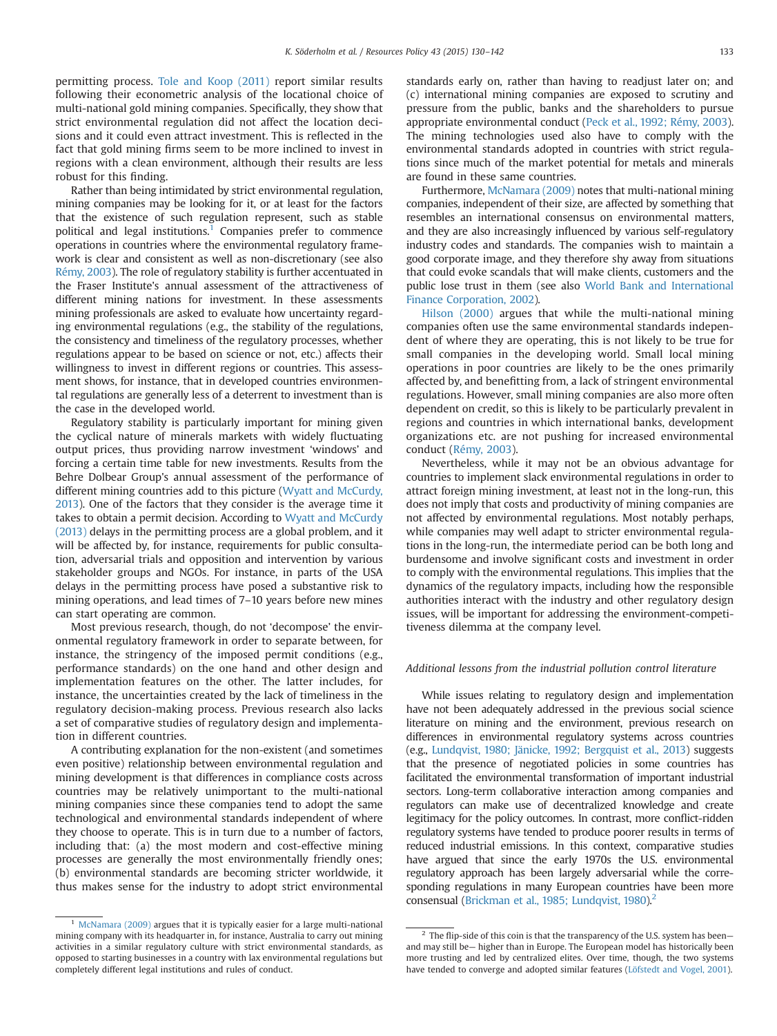permitting process. Tole and Koop (2011) report similar results following their econometric analysis of the locational choice of multi-national gold mining companies. Specifically, they show that strict environmental regulation did not affect the location decisions and it could even attract investment. This is reflected in the fact that gold mining firms seem to be more inclined to invest in regions with a clean environment, although their results are less robust for this finding.

Rather than being intimidated by strict environmental regulation, mining companies may be looking for it, or at least for the factors that the existence of such regulation represent, such as stable political and legal institutions.[1] Companies prefer to commence operations in countries where the environmental regulatory framework is clear and consistent as well as non-discretionary (see also Rémy, 2003). The role of regulatory stability is further accentuated in the Fraser Institute's annual assessment of the attractiveness of different mining nations for investment. In these assessments mining professionals are asked to evaluate how uncertainty regarding environmental regulations (e.g., the stability of the regulations, the consistency and timeliness of the regulatory processes, whether regulations appear to be based on science or not, etc.) affects their willingness to invest in different regions or countries. This assessment shows, for instance, that in developed countries environmental regulations are generally less of a deterrent to investment than is the case in the developed world.

Regulatory stability is particularly important for mining given the cyclical nature of minerals markets with widely fluctuating output prices, thus providing narrow investment 'windows' and forcing a certain time table for new investments. Results from the Behre Dolbear Group's annual assessment of the performance of different mining countries add to this picture (Wyatt and McCurdy, 2013). One of the factors that they consider is the average time it takes to obtain a permit decision. According to Wyatt and McCurdy (2013) delays in the permitting process are a global problem, and it will be affected by, for instance, requirements for public consultation, adversarial trials and opposition and intervention by various stakeholder groups and NGOs. For instance, in parts of the USA delays in the permitting process have posed a substantive risk to mining operations, and lead times of 7–10 years before new mines can start operating are common.

Most previous research, though, do not 'decompose' the environmental regulatory framework in order to separate between, for instance, the stringency of the imposed permit conditions (e.g., performance standards) on the one hand and other design and implementation features on the other. The latter includes, for instance, the uncertainties created by the lack of timeliness in the regulatory decision-making process. Previous research also lacks a set of comparative studies of regulatory design and implementation in different countries.

A contributing explanation for the non-existent (and sometimes even positive) relationship between environmental regulation and mining development is that differences in compliance costs across countries may be relatively unimportant to the multi-national mining companies since these companies tend to adopt the same technological and environmental standards independent of where they choose to operate. This is in turn due to a number of factors, including that: (a) the most modern and cost-effective mining processes are generally the most environmentally friendly ones; (b) environmental standards are becoming stricter worldwide, it thus makes sense for the industry to adopt strict environmental standards early on, rather than having to readjust later on; and (c) international mining companies are exposed to scrutiny and pressure from the public, banks and the shareholders to pursue appropriate environmental conduct (Peck et al., 1992; Rémy, 2003). The mining technologies used also have to comply with the environmental standards adopted in countries with strict regulations since much of the market potential for metals and minerals are found in these same countries.

Furthermore, McNamara (2009) notes that multi-national mining companies, independent of their size, are affected by something that resembles an international consensus on environmental matters, and they are also increasingly influenced by various self-regulatory industry codes and standards. The companies wish to maintain a good corporate image, and they therefore shy away from situations that could evoke scandals that will make clients, customers and the public lose trust in them (see also World Bank and International Finance Corporation, 2002).

Hilson (2000) argues that while the multi-national mining companies often use the same environmental standards independent of where they are operating, this is not likely to be true for small companies in the developing world. Small local mining operations in poor countries are likely to be the ones primarily affected by, and benefitting from, a lack of stringent environmental regulations. However, small mining companies are also more often dependent on credit, so this is likely to be particularly prevalent in regions and countries in which international banks, development organizations etc. are not pushing for increased environmental conduct (Rémy, 2003).

Nevertheless, while it may not be an obvious advantage for countries to implement slack environmental regulations in order to attract foreign mining investment, at least not in the long-run, this does not imply that costs and productivity of mining companies are not affected by environmental regulations. Most notably perhaps, while companies may well adapt to stricter environmental regulations in the long-run, the intermediate period can be both long and burdensome and involve significant costs and investment in order to comply with the environmental regulations. This implies that the dynamics of the regulatory impacts, including how the responsible authorities interact with the industry and other regulatory design issues, will be important for addressing the environment-competitiveness dilemma at the company level.

### *Additional lessons from the industrial pollution control literature*

While issues relating to regulatory design and implementation have not been adequately addressed in the previous social science literature on mining and the environment, previous research on differences in environmental regulatory systems across countries (e.g., Lundqvist, 1980; Jänicke, 1992; Bergquist et al., 2013) suggests that the presence of negotiated policies in some countries has facilitated the environmental transformation of important industrial sectors. Long-term collaborative interaction among companies and regulators can make use of decentralized knowledge and create legitimacy for the policy outcomes. In contrast, more conflict-ridden regulatory systems have tended to produce poorer results in terms of reduced industrial emissions. In this context, comparative studies have argued that since the early 1970s the U.S. environmental regulatory approach has been largely adversarial while the corresponding regulations in many European countries have been more consensual (Brickman et al., 1985; Lundqvist, 1980).[2]

---

[1] McNamara (2009) argues that it is typically easier for a large multi-national mining company with its headquarter in, for instance, Australia to carry out mining activities in a similar regulatory culture with strict environmental standards, as opposed to starting businesses in a country with lax environmental regulations but completely different legal institutions and rules of conduct.

[2] The flip-side of this coin is that the transparency of the U.S. system has been—and may still be— higher than in Europe. The European model has historically been more trusting and led by centralized elites. Over time, though, the two systems have tended to converge and adopted similar features (Löfstedt and Vogel, 2001).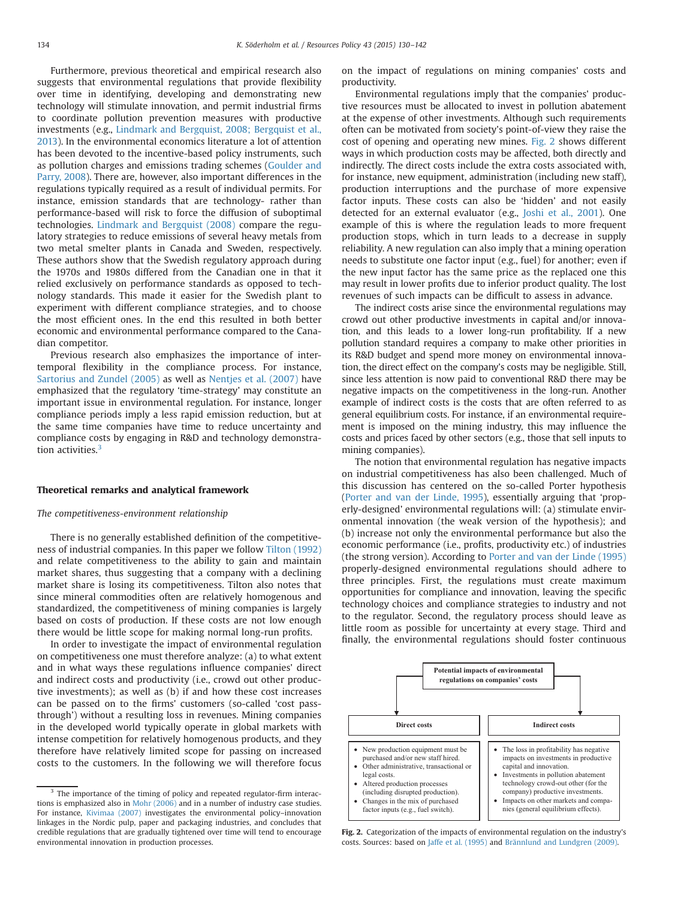Furthermore, previous theoretical and empirical research also suggests that environmental regulations that provide flexibility over time in identifying, developing and demonstrating new technology will stimulate innovation, and permit industrial firms to coordinate pollution prevention measures with productive investments (e.g., Lindmark and Bergquist, 2008; Bergquist et al., 2013). In the environmental economics literature a lot of attention has been devoted to the incentive-based policy instruments, such as pollution charges and emissions trading schemes (Goulder and Parry, 2008). There are, however, also important differences in the regulations typically required as a result of individual permits. For instance, emission standards that are technology- rather than performance-based will risk to force the diffusion of suboptimal technologies. Lindmark and Bergquist (2008) compare the regulatory strategies to reduce emissions of several heavy metals from two metal smelter plants in Canada and Sweden, respectively. These authors show that the Swedish regulatory approach during the 1970s and 1980s differed from the Canadian one in that it relied exclusively on performance standards as opposed to technology standards. This made it easier for the Swedish plant to experiment with different compliance strategies, and to choose the most efficient ones. In the end this resulted in both better economic and environmental performance compared to the Canadian competitor.

Previous research also emphasizes the importance of intertemporal flexibility in the compliance process. For instance, Sartorius and Zundel (2005) as well as Nentjes et al. (2007) have emphasized that the regulatory 'time-strategy' may constitute an important issue in environmental regulation. For instance, longer compliance periods imply a less rapid emission reduction, but at the same time companies have time to reduce uncertainty and compliance costs by engaging in R&D and technology demonstration activities.[3]

## Theoretical remarks and analytical framework

### *The competitiveness-environment relationship*

There is no generally established definition of the competitiveness of industrial companies. In this paper we follow Tilton (1992) and relate competitiveness to the ability to gain and maintain market shares, thus suggesting that a company with a declining market share is losing its competitiveness. Tilton also notes that since mineral commodities often are relatively homogenous and standardized, the competitiveness of mining companies is largely based on costs of production. If these costs are not low enough there would be little scope for making normal long-run profits.

In order to investigate the impact of environmental regulation on competitiveness one must therefore analyze: (a) to what extent and in what ways these regulations influence companies' direct and indirect costs and productivity (i.e., crowd out other productive investments); as well as (b) if and how these cost increases can be passed on to the firms' customers (so-called 'cost pass-through') without a resulting loss in revenues. Mining companies in the developed world typically operate in global markets with intense competition for relatively homogenous products, and they therefore have relatively limited scope for passing on increased costs to the customers. In the following we will therefore focus on the impact of regulations on mining companies' costs and productivity.

Environmental regulations imply that the companies' productive resources must be allocated to invest in pollution abatement at the expense of other investments. Although such requirements often can be motivated from society's point-of-view they raise the cost of opening and operating new mines. Fig. 2 shows different ways in which production costs may be affected, both directly and indirectly. The direct costs include the extra costs associated with, for instance, new equipment, administration (including new staff), production interruptions and the purchase of more expensive factor inputs. These costs can also be 'hidden' and not easily detected for an external evaluator (e.g., Joshi et al., 2001). One example of this is where the regulation leads to more frequent production stops, which in turn leads to a decrease in supply reliability. A new regulation can also imply that a mining operation needs to substitute one factor input (e.g., fuel) for another; even if the new input factor has the same price as the replaced one this may result in lower profits due to inferior product quality. The lost revenues of such impacts can be difficult to assess in advance.

The indirect costs arise since the environmental regulations may crowd out other productive investments in capital and/or innovation, and this leads to a lower long-run profitability. If a new pollution standard requires a company to make other priorities in its R&D budget and spend more money on environmental innovation, the direct effect on the company's costs may be negligible. Still, since less attention is now paid to conventional R&D there may be negative impacts on the competitiveness in the long-run. Another example of indirect costs is the costs that are often referred to as general equilibrium costs. For instance, if an environmental requirement is imposed on the mining industry, this may influence the costs and prices faced by other sectors (e.g., those that sell inputs to mining companies).

The notion that environmental regulation has negative impacts on industrial competitiveness has also been challenged. Much of this discussion has centered on the so-called Porter hypothesis (Porter and van der Linde, 1995), essentially arguing that 'properly-designed' environmental regulations will: (a) stimulate environmental innovation (the weak version of the hypothesis); and (b) increase not only the environmental performance but also the economic performance (i.e., profits, productivity etc.) of industries (the strong version). According to Porter and van der Linde (1995) properly-designed environmental regulations should adhere to three principles. First, the regulations must create maximum opportunities for compliance and innovation, leaving the specific technology choices and compliance strategies to industry and not to the regulator. Second, the regulatory process should leave as little room as possible for uncertainty at every stage. Third and finally, the environmental regulations should foster continuous

**Potential impacts of environmental regulations on companies' costs**

| Direct costs | Indirect costs |
|---|---|
| • New production equipment must be purchased and/or new staff hired.<br>• Other administrative, transactional or legal costs.<br>• Altered production processes (including disrupted production).<br>• Changes in the mix of purchased factor inputs (e.g., fuel switch). | • The loss in profitability has negative impacts on investments in productive capital and innovation.<br>• Investments in pollution abatement technology crowd-out other (for the company) productive investments.<br>• Impacts on other markets and companies (general equilibrium effects). |

Fig. 2. Categorization of the impacts of environmental regulation on the industry's costs. Sources: based on Jaffe et al. (1995) and Brännlund and Lundgren (2009).

[3] The importance of the timing of policy and repeated regulator-firm interactions is emphasized also in Mohr (2006) and in a number of industry case studies. For instance, Kivimaa (2007) investigates the environmental policy–innovation linkages in the Nordic pulp, paper and packaging industries, and concludes that credible regulations that are gradually tightened over time will tend to encourage environmental innovation in production processes.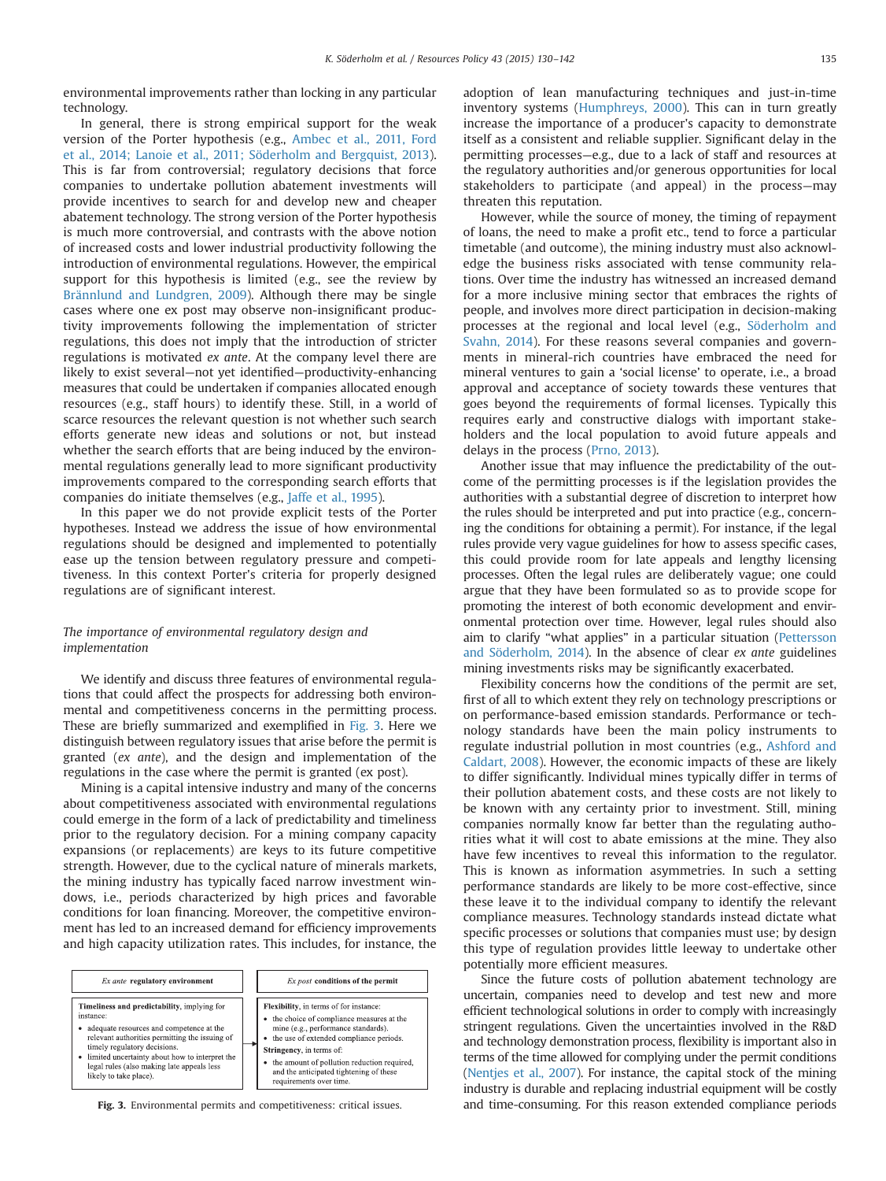environmental improvements rather than locking in any particular technology.

In general, there is strong empirical support for the weak version of the Porter hypothesis (e.g., Ambec et al., 2011, Ford et al., 2014; Lanoie et al., 2011; Söderholm and Bergquist, 2013). This is far from controversial; regulatory decisions that force companies to undertake pollution abatement investments will provide incentives to search for and develop new and cheaper abatement technology. The strong version of the Porter hypothesis is much more controversial, and contrasts with the above notion of increased costs and lower industrial productivity following the introduction of environmental regulations. However, the empirical support for this hypothesis is limited (e.g., see the review by Brännlund and Lundgren, 2009). Although there may be single cases where one ex post may observe non-insignificant productivity improvements following the implementation of stricter regulations, this does not imply that the introduction of stricter regulations is motivated *ex ante*. At the company level there are likely to exist several—not yet identified—productivity-enhancing measures that could be undertaken if companies allocated enough resources (e.g., staff hours) to identify these. Still, in a world of scarce resources the relevant question is not whether such search efforts generate new ideas and solutions or not, but instead whether the search efforts that are being induced by the environmental regulations generally lead to more significant productivity improvements compared to the corresponding search efforts that companies do initiate themselves (e.g., Jaffe et al., 1995).

In this paper we do not provide explicit tests of the Porter hypotheses. Instead we address the issue of how environmental regulations should be designed and implemented to potentially ease up the tension between regulatory pressure and competitiveness. In this context Porter's criteria for properly designed regulations are of significant interest.

## The importance of environmental regulatory design and implementation

We identify and discuss three features of environmental regulations that could affect the prospects for addressing both environmental and competitiveness concerns in the permitting process. These are briefly summarized and exemplified in Fig. 3. Here we distinguish between regulatory issues that arise before the permit is granted (*ex ante*), and the design and implementation of the regulations in the case where the permit is granted (ex post).

Mining is a capital intensive industry and many of the concerns about competitiveness associated with environmental regulations could emerge in the form of a lack of predictability and timeliness prior to the regulatory decision. For a mining company capacity expansions (or replacements) are keys to its future competitive strength. However, due to the cyclical nature of minerals markets, the mining industry has typically faced narrow investment windows, i.e., periods characterized by high prices and favorable conditions for loan financing. Moreover, the competitive environment has led to an increased demand for efficiency improvements and high capacity utilization rates. This includes, for instance, the adoption of lean manufacturing techniques and just-in-time inventory systems (Humphreys, 2000). This can in turn greatly increase the importance of a producer's capacity to demonstrate itself as a consistent and reliable supplier. Significant delay in the permitting processes—e.g., due to a lack of staff and resources at the regulatory authorities and/or generous opportunities for local stakeholders to participate (and appeal) in the process—may threaten this reputation.

| *Ex ante* **regulatory environment** | *Ex post* **conditions of the permit** |
|---|---|
| **Timeliness and predictability**, implying for instance:<br>• adequate resources and competence at the relevant authorities permitting the issuing of timely regulatory decisions.<br>• limited uncertainty about how to interpret the legal rules (also making late appeals less likely to take place). | **Flexibility**, in terms of for instance:<br>• the choice of compliance measures at the mine (e.g., performance standards).<br>• the use of extended compliance periods.<br>**Stringency**, in terms of:<br>• the amount of pollution reduction required, and the anticipated tightening of these requirements over time. |

**Fig. 3.** Environmental permits and competitiveness: critical issues.

However, while the source of money, the timing of repayment of loans, the need to make a profit etc., tend to force a particular timetable (and outcome), the mining industry must also acknowledge the business risks associated with tense community relations. Over time the industry has witnessed an increased demand for a more inclusive mining sector that embraces the rights of people, and involves more direct participation in decision-making processes at the regional and local level (e.g., Söderholm and Svahn, 2014). For these reasons several companies and governments in mineral-rich countries have embraced the need for mineral ventures to gain a 'social license' to operate, i.e., a broad approval and acceptance of society towards these ventures that goes beyond the requirements of formal licenses. Typically this requires early and constructive dialogs with important stakeholders and the local population to avoid future appeals and delays in the process (Prno, 2013).

Another issue that may influence the predictability of the outcome of the permitting processes is if the legislation provides the authorities with a substantial degree of discretion to interpret how the rules should be interpreted and put into practice (e.g., concerning the conditions for obtaining a permit). For instance, if the legal rules provide very vague guidelines for how to assess specific cases, this could provide room for late appeals and lengthy licensing processes. Often the legal rules are deliberately vague; one could argue that they have been formulated so as to provide scope for promoting the interest of both economic development and environmental protection over time. However, legal rules should also aim to clarify "what applies" in a particular situation (Pettersson and Söderholm, 2014). In the absence of clear *ex ante* guidelines mining investments risks may be significantly exacerbated.

Flexibility concerns how the conditions of the permit are set, first of all to which extent they rely on technology prescriptions or on performance-based emission standards. Performance or technology standards have been the main policy instruments to regulate industrial pollution in most countries (e.g., Ashford and Caldart, 2008). However, the economic impacts of these are likely to differ significantly. Individual mines typically differ in terms of their pollution abatement costs, and these costs are not likely to be known with any certainty prior to investment. Still, mining companies normally know far better than the regulating authorities what it will cost to abate emissions at the mine. They also have few incentives to reveal this information to the regulator. This is known as information asymmetries. In such a setting performance standards are likely to be more cost-effective, since these leave it to the individual company to identify the relevant compliance measures. Technology standards instead dictate what specific processes or solutions that companies must use; by design this type of regulation provides little leeway to undertake other potentially more efficient measures.

Since the future costs of pollution abatement technology are uncertain, companies need to develop and test new and more efficient technological solutions in order to comply with increasingly stringent regulations. Given the uncertainties involved in the R&D and technology demonstration process, flexibility is important also in terms of the time allowed for complying under the permit conditions (Nentjes et al., 2007). For instance, the capital stock of the mining industry is durable and replacing industrial equipment will be costly and time-consuming. For this reason extended compliance periods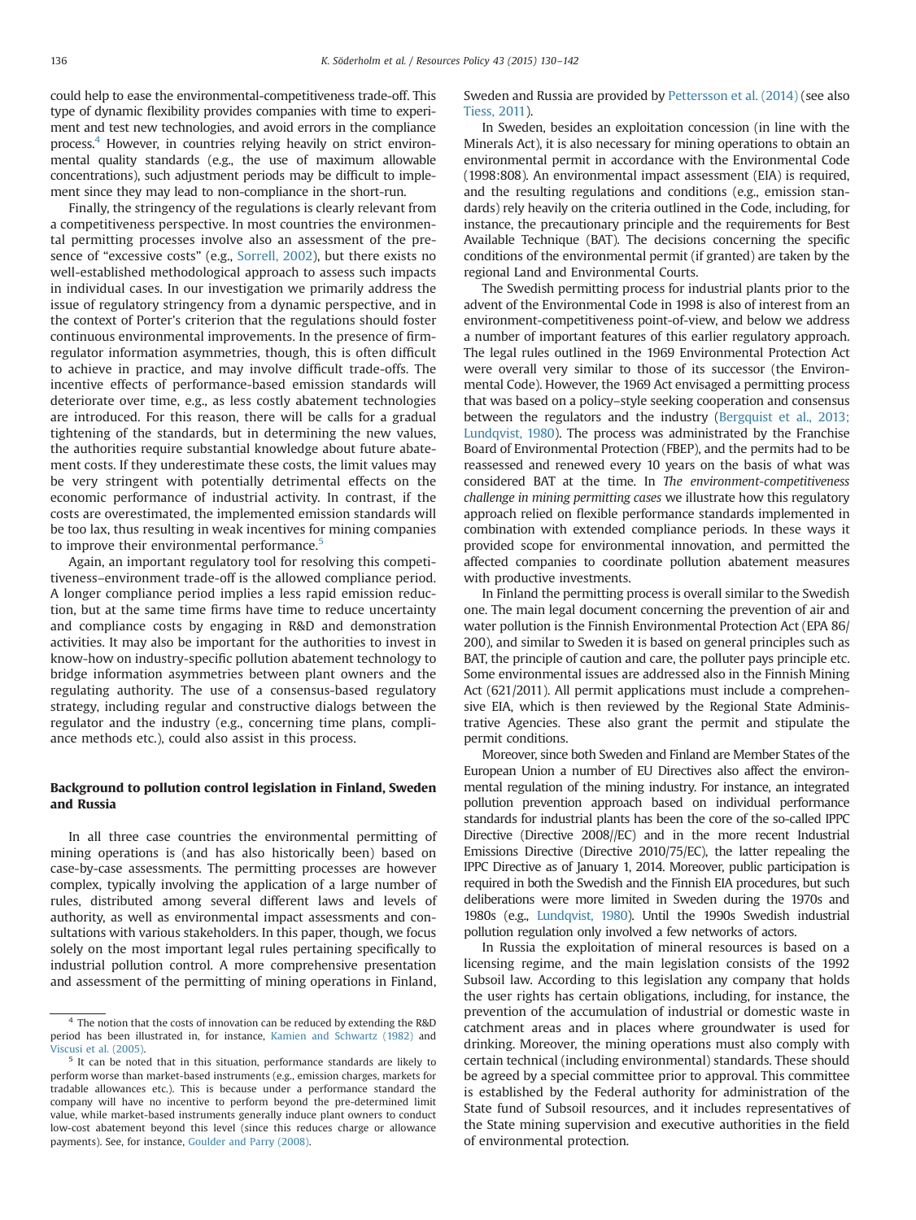could help to ease the environmental-competitiveness trade-off. This type of dynamic flexibility provides companies with time to experiment and test new technologies, and avoid errors in the compliance process.[4] However, in countries relying heavily on strict environmental quality standards (e.g., the use of maximum allowable concentrations), such adjustment periods may be difficult to implement since they may lead to non-compliance in the short-run.

Finally, the stringency of the regulations is clearly relevant from a competitiveness perspective. In most countries the environmental permitting processes involve also an assessment of the presence of "excessive costs" (e.g., Sorrell, 2002), but there exists no well-established methodological approach to assess such impacts in individual cases. In our investigation we primarily address the issue of regulatory stringency from a dynamic perspective, and in the context of Porter's criterion that the regulations should foster continuous environmental improvements. In the presence of firm-regulator information asymmetries, though, this is often difficult to achieve in practice, and may involve difficult trade-offs. The incentive effects of performance-based emission standards will deteriorate over time, e.g., as less costly abatement technologies are introduced. For this reason, there will be calls for a gradual tightening of the standards, but in determining the new values, the authorities require substantial knowledge about future abatement costs. If they underestimate these costs, the limit values may be very stringent with potentially detrimental effects on the economic performance of industrial activity. In contrast, if the costs are overestimated, the implemented emission standards will be too lax, thus resulting in weak incentives for mining companies to improve their environmental performance.[5]

Again, an important regulatory tool for resolving this competitiveness–environment trade-off is the allowed compliance period. A longer compliance period implies a less rapid emission reduction, but at the same time firms have time to reduce uncertainty and compliance costs by engaging in R&D and demonstration activities. It may also be important for the authorities to invest in know-how on industry-specific pollution abatement technology to bridge information asymmetries between plant owners and the regulating authority. The use of a consensus-based regulatory strategy, including regular and constructive dialogs between the regulator and the industry (e.g., concerning time plans, compliance methods etc.), could also assist in this process.

## Background to pollution control legislation in Finland, Sweden and Russia

In all three case countries the environmental permitting of mining operations is (and has also historically been) based on case-by-case assessments. The permitting processes are however complex, typically involving the application of a large number of rules, distributed among several different laws and levels of authority, as well as environmental impact assessments and consultations with various stakeholders. In this paper, though, we focus solely on the most important legal rules pertaining specifically to industrial pollution control. A more comprehensive presentation and assessment of the permitting of mining operations in Finland, Sweden and Russia are provided by Pettersson et al. (2014) (see also Tiess, 2011).

In Sweden, besides an exploitation concession (in line with the Minerals Act), it is also necessary for mining operations to obtain an environmental permit in accordance with the Environmental Code (1998:808). An environmental impact assessment (EIA) is required, and the resulting regulations and conditions (e.g., emission standards) rely heavily on the criteria outlined in the Code, including, for instance, the precautionary principle and the requirements for Best Available Technique (BAT). The decisions concerning the specific conditions of the environmental permit (if granted) are taken by the regional Land and Environmental Courts.

The Swedish permitting process for industrial plants prior to the advent of the Environmental Code in 1998 is also of interest from an environment-competitiveness point-of-view, and below we address a number of important features of this earlier regulatory approach. The legal rules outlined in the 1969 Environmental Protection Act were overall very similar to those of its successor (the Environmental Code). However, the 1969 Act envisaged a permitting process that was based on a policy–style seeking cooperation and consensus between the regulators and the industry (Bergquist et al., 2013; Lundqvist, 1980). The process was administrated by the Franchise Board of Environmental Protection (FBEP), and the permits had to be reassessed and renewed every 10 years on the basis of what was considered BAT at the time. In *The environment-competitiveness challenge in mining permitting cases* we illustrate how this regulatory approach relied on flexible performance standards implemented in combination with extended compliance periods. In these ways it provided scope for environmental innovation, and permitted the affected companies to coordinate pollution abatement measures with productive investments.

In Finland the permitting process is overall similar to the Swedish one. The main legal document concerning the prevention of air and water pollution is the Finnish Environmental Protection Act (EPA 86/200), and similar to Sweden it is based on general principles such as BAT, the principle of caution and care, the polluter pays principle etc. Some environmental issues are addressed also in the Finnish Mining Act (621/2011). All permit applications must include a comprehensive EIA, which is then reviewed by the Regional State Administrative Agencies. These also grant the permit and stipulate the permit conditions.

Moreover, since both Sweden and Finland are Member States of the European Union a number of EU Directives also affect the environmental regulation of the mining industry. For instance, an integrated pollution prevention approach based on individual performance standards for industrial plants has been the core of the so-called IPPC Directive (Directive 2008//EC) and in the more recent Industrial Emissions Directive (Directive 2010/75/EC), the latter repealing the IPPC Directive as of January 1, 2014. Moreover, public participation is required in both the Swedish and the Finnish EIA procedures, but such deliberations were more limited in Sweden during the 1970s and 1980s (e.g., Lundqvist, 1980). Until the 1990s Swedish industrial pollution regulation only involved a few networks of actors.

In Russia the exploitation of mineral resources is based on a licensing regime, and the main legislation consists of the 1992 Subsoil law. According to this legislation any company that holds the user rights has certain obligations, including, for instance, the prevention of the accumulation of industrial or domestic waste in catchment areas and in places where groundwater is used for drinking. Moreover, the mining operations must also comply with certain technical (including environmental) standards. These should be agreed by a special committee prior to approval. This committee is established by the Federal authority for administration of the State fund of Subsoil resources, and it includes representatives of the State mining supervision and executive authorities in the field of environmental protection.

---

[4] The notion that the costs of innovation can be reduced by extending the R&D period has been illustrated in, for instance, Kamien and Schwartz (1982) and Viscusi et al. (2005).

[5] It can be noted that in this situation, performance standards are likely to perform worse than market-based instruments (e.g., emission charges, markets for tradable allowances etc.). This is because under a performance standard the company will have no incentive to perform beyond the pre-determined limit value, while market-based instruments generally induce plant owners to conduct low-cost abatement beyond this level (since this reduces charge or allowance payments). See, for instance, Goulder and Parry (2008).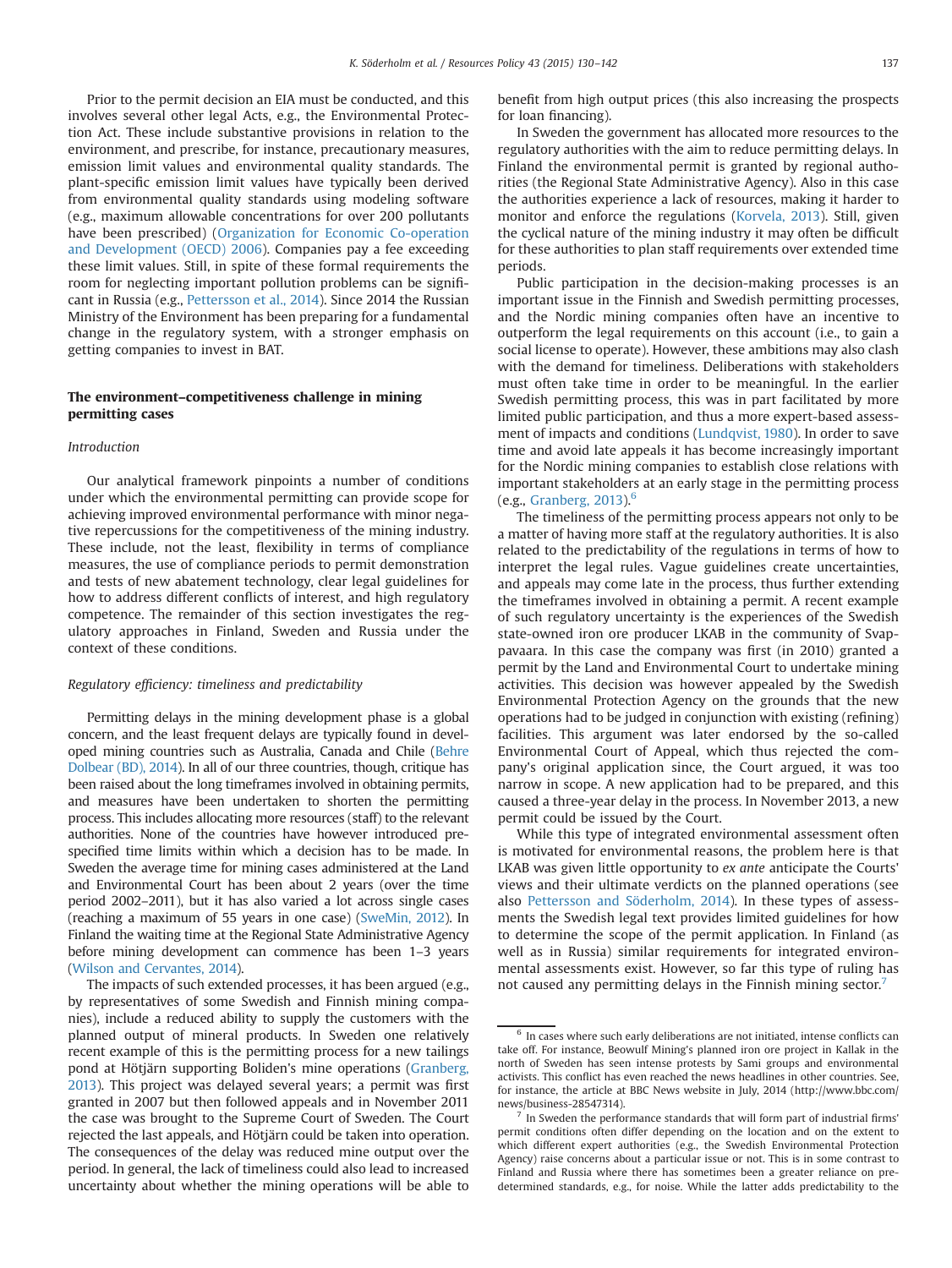Prior to the permit decision an EIA must be conducted, and this involves several other legal Acts, e.g., the Environmental Protection Act. These include substantive provisions in relation to the environment, and prescribe, for instance, precautionary measures, emission limit values and environmental quality standards. The plant-specific emission limit values have typically been derived from environmental quality standards using modeling software (e.g., maximum allowable concentrations for over 200 pollutants have been prescribed) (Organization for Economic Co-operation and Development (OECD) 2006). Companies pay a fee exceeding these limit values. Still, in spite of these formal requirements the room for neglecting important pollution problems can be significant in Russia (e.g., Pettersson et al., 2014). Since 2014 the Russian Ministry of the Environment has been preparing for a fundamental change in the regulatory system, with a stronger emphasis on getting companies to invest in BAT.

## The environment–competitiveness challenge in mining permitting cases

### *Introduction*

Our analytical framework pinpoints a number of conditions under which the environmental permitting can provide scope for achieving improved environmental performance with minor negative repercussions for the competitiveness of the mining industry. These include, not the least, flexibility in terms of compliance measures, the use of compliance periods to permit demonstration and tests of new abatement technology, clear legal guidelines for how to address different conflicts of interest, and high regulatory competence. The remainder of this section investigates the regulatory approaches in Finland, Sweden and Russia under the context of these conditions.

### *Regulatory efficiency: timeliness and predictability*

Permitting delays in the mining development phase is a global concern, and the least frequent delays are typically found in developed mining countries such as Australia, Canada and Chile (Behre Dolbear (BD), 2014). In all of our three countries, though, critique has been raised about the long timeframes involved in obtaining permits, and measures have been undertaken to shorten the permitting process. This includes allocating more resources (staff) to the relevant authorities. None of the countries have however introduced prespecified time limits within which a decision has to be made. In Sweden the average time for mining cases administered at the Land and Environmental Court has been about 2 years (over the time period 2002–2011), but it has also varied a lot across single cases (reaching a maximum of 55 years in one case) (SweMin, 2012). In Finland the waiting time at the Regional State Administrative Agency before mining development can commence has been 1–3 years (Wilson and Cervantes, 2014).

The impacts of such extended processes, it has been argued (e.g., by representatives of some Swedish and Finnish mining companies), include a reduced ability to supply the customers with the planned output of mineral products. In Sweden one relatively recent example of this is the permitting process for a new tailings pond at Hötjärn supporting Boliden's mine operations (Granberg, 2013). This project was delayed several years; a permit was first granted in 2007 but then followed appeals and in November 2011 the case was brought to the Supreme Court of Sweden. The Court rejected the last appeals, and Hötjärn could be taken into operation. The consequences of the delay was reduced mine output over the period. In general, the lack of timeliness could also lead to increased uncertainty about whether the mining operations will be able to benefit from high output prices (this also increasing the prospects for loan financing).

In Sweden the government has allocated more resources to the regulatory authorities with the aim to reduce permitting delays. In Finland the environmental permit is granted by regional authorities (the Regional State Administrative Agency). Also in this case the authorities experience a lack of resources, making it harder to monitor and enforce the regulations (Korvela, 2013). Still, given the cyclical nature of the mining industry it may often be difficult for these authorities to plan staff requirements over extended time periods.

Public participation in the decision-making processes is an important issue in the Finnish and Swedish permitting processes, and the Nordic mining companies often have an incentive to outperform the legal requirements on this account (i.e., to gain a social license to operate). However, these ambitions may also clash with the demand for timeliness. Deliberations with stakeholders must often take time in order to be meaningful. In the earlier Swedish permitting process, this was in part facilitated by more limited public participation, and thus a more expert-based assessment of impacts and conditions (Lundqvist, 1980). In order to save time and avoid late appeals it has become increasingly important for the Nordic mining companies to establish close relations with important stakeholders at an early stage in the permitting process (e.g., Granberg, 2013).[6]

The timeliness of the permitting process appears not only to be a matter of having more staff at the regulatory authorities. It is also related to the predictability of the regulations in terms of how to interpret the legal rules. Vague guidelines create uncertainties, and appeals may come late in the process, thus further extending the timeframes involved in obtaining a permit. A recent example of such regulatory uncertainty is the experiences of the Swedish state-owned iron ore producer LKAB in the community of Svappavaara. In this case the company was first (in 2010) granted a permit by the Land and Environmental Court to undertake mining activities. This decision was however appealed by the Swedish Environmental Protection Agency on the grounds that the new operations had to be judged in conjunction with existing (refining) facilities. This argument was later endorsed by the so-called Environmental Court of Appeal, which thus rejected the company's original application since, the Court argued, it was too narrow in scope. A new application had to be prepared, and this caused a three-year delay in the process. In November 2013, a new permit could be issued by the Court.

While this type of integrated environmental assessment often is motivated for environmental reasons, the problem here is that LKAB was given little opportunity to *ex ante* anticipate the Courts' views and their ultimate verdicts on the planned operations (see also Pettersson and Söderholm, 2014). In these types of assessments the Swedish legal text provides limited guidelines for how to determine the scope of the permit application. In Finland (as well as in Russia) similar requirements for integrated environmental assessments exist. However, so far this type of ruling has not caused any permitting delays in the Finnish mining sector.[7]

---

[6] In cases where such early deliberations are not initiated, intense conflicts can take off. For instance, Beowulf Mining's planned iron ore project in Kallak in the north of Sweden has seen intense protests by Sami groups and environmental activists. This conflict has even reached the news headlines in other countries. See, for instance, the article at BBC News website in July, 2014 (http://www.bbc.com/news/business-28547314).

[7] In Sweden the performance standards that will form part of industrial firms' permit conditions often differ depending on the location and on the extent to which different expert authorities (e.g., the Swedish Environmental Protection Agency) raise concerns about a particular issue or not. This is in some contrast to Finland and Russia where there has sometimes been a greater reliance on predetermined standards, e.g., for noise. While the latter adds predictability to the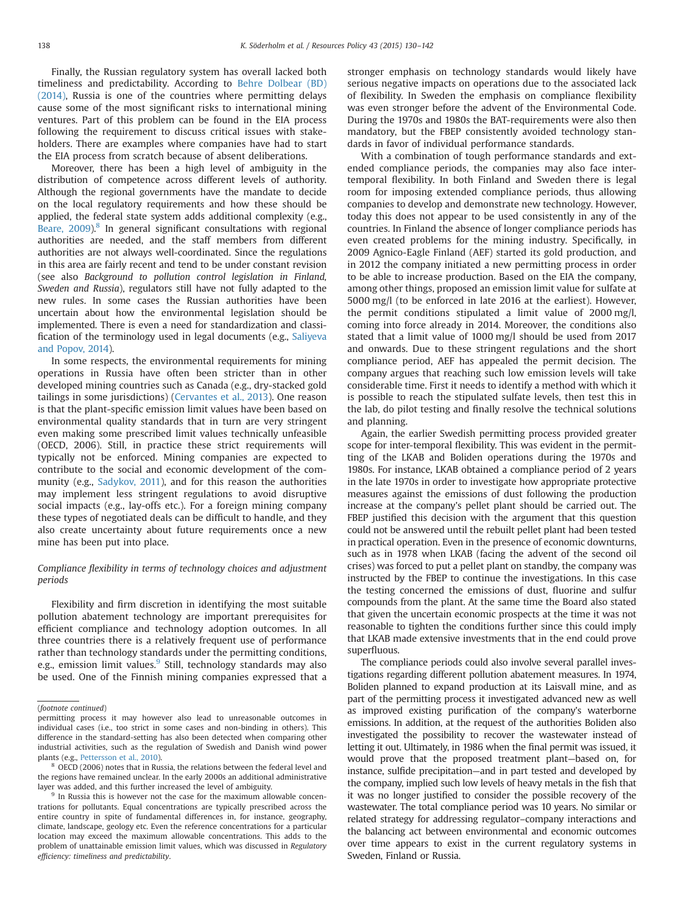Finally, the Russian regulatory system has overall lacked both timeliness and predictability. According to Behre Dolbear (BD) (2014), Russia is one of the countries where permitting delays cause some of the most significant risks to international mining ventures. Part of this problem can be found in the EIA process following the requirement to discuss critical issues with stakeholders. There are examples where companies have had to start the EIA process from scratch because of absent deliberations.

Moreover, there has been a high level of ambiguity in the distribution of competence across different levels of authority. Although the regional governments have the mandate to decide on the local regulatory requirements and how these should be applied, the federal state system adds additional complexity (e.g., Beare, 2009).[8] In general significant consultations with regional authorities are needed, and the staff members from different authorities are not always well-coordinated. Since the regulations in this area are fairly recent and tend to be under constant revision (see also *Background to pollution control legislation in Finland, Sweden and Russia*), regulators still have not fully adapted to the new rules. In some cases the Russian authorities have been uncertain about how the environmental legislation should be implemented. There is even a need for standardization and classification of the terminology used in legal documents (e.g., Saliyeva and Popov, 2014).

In some respects, the environmental requirements for mining operations in Russia have often been stricter than in other developed mining countries such as Canada (e.g., dry-stacked gold tailings in some jurisdictions) (Cervantes et al., 2013). One reason is that the plant-specific emission limit values have been based on environmental quality standards that in turn are very stringent even making some prescribed limit values technically unfeasible (OECD, 2006). Still, in practice these strict requirements will typically not be enforced. Mining companies are expected to contribute to the social and economic development of the community (e.g., Sadykov, 2011), and for this reason the authorities may implement less stringent regulations to avoid disruptive social impacts (e.g., lay-offs etc.). For a foreign mining company these types of negotiated deals can be difficult to handle, and they also create uncertainty about future requirements once a new mine has been put into place.

*Compliance flexibility in terms of technology choices and adjustment periods*

Flexibility and firm discretion in identifying the most suitable pollution abatement technology are important prerequisites for efficient compliance and technology adoption outcomes. In all three countries there is a relatively frequent use of performance rather than technology standards under the permitting conditions, e.g., emission limit values.[9] Still, technology standards may also be used. One of the Finnish mining companies expressed that a stronger emphasis on technology standards would likely have serious negative impacts on operations due to the associated lack of flexibility. In Sweden the emphasis on compliance flexibility was even stronger before the advent of the Environmental Code. During the 1970s and 1980s the BAT-requirements were also then mandatory, but the FBEP consistently avoided technology standards in favor of individual performance standards.

With a combination of tough performance standards and extended compliance periods, the companies may also face inter-temporal flexibility. In both Finland and Sweden there is legal room for imposing extended compliance periods, thus allowing companies to develop and demonstrate new technology. However, today this does not appear to be used consistently in any of the countries. In Finland the absence of longer compliance periods has even created problems for the mining industry. Specifically, in 2009 Agnico-Eagle Finland (AEF) started its gold production, and in 2012 the company initiated a new permitting process in order to be able to increase production. Based on the EIA the company, among other things, proposed an emission limit value for sulfate at 5000 mg/l (to be enforced in late 2016 at the earliest). However, the permit conditions stipulated a limit value of 2000 mg/l, coming into force already in 2014. Moreover, the conditions also stated that a limit value of 1000 mg/l should be used from 2017 and onwards. Due to these stringent regulations and the short compliance period, AEF has appealed the permit decision. The company argues that reaching such low emission levels will take considerable time. First it needs to identify a method with which it is possible to reach the stipulated sulfate levels, then test this in the lab, do pilot testing and finally resolve the technical solutions and planning.

Again, the earlier Swedish permitting process provided greater scope for inter-temporal flexibility. This was evident in the permitting of the LKAB and Boliden operations during the 1970s and 1980s. For instance, LKAB obtained a compliance period of 2 years in the late 1970s in order to investigate how appropriate protective measures against the emissions of dust following the production increase at the company's pellet plant should be carried out. The FBEP justified this decision with the argument that this question could not be answered until the rebuilt pellet plant had been tested in practical operation. Even in the presence of economic downturns, such as in 1978 when LKAB (facing the advent of the second oil crises) was forced to put a pellet plant on standby, the company was instructed by the FBEP to continue the investigations. In this case the testing concerned the emissions of dust, fluorine and sulfur compounds from the plant. At the same time the Board also stated that given the uncertain economic prospects at the time it was not reasonable to tighten the conditions further since this could imply that LKAB made extensive investments that in the end could prove superfluous.

The compliance periods could also involve several parallel investigations regarding different pollution abatement measures. In 1974, Boliden planned to expand production at its Laisvall mine, and as part of the permitting process it investigated advanced new as well as improved existing purification of the company's waterborne emissions. In addition, at the request of the authorities Boliden also investigated the possibility to recover the wastewater instead of letting it out. Ultimately, in 1986 when the final permit was issued, it would prove that the proposed treatment plant—based on, for instance, sulfide precipitation—and in part tested and developed by the company, implied such low levels of heavy metals in the fish that it was no longer justified to consider the possible recovery of the wastewater. The total compliance period was 10 years. No similar or related strategy for addressing regulator–company interactions and the balancing act between environmental and economic outcomes over time appears to exist in the current regulatory systems in Sweden, Finland or Russia.

---

(*footnote continued*)
permitting process it may however also lead to unreasonable outcomes in individual cases (i.e., too strict in some cases and non-binding in others). This difference in the standard-setting has also been detected when comparing other industrial activities, such as the regulation of Swedish and Danish wind power plants (e.g., Pettersson et al., 2010).

[8] OECD (2006) notes that in Russia, the relations between the federal level and the regions have remained unclear. In the early 2000s an additional administrative layer was added, and this further increased the level of ambiguity.

[9] In Russia this is however not the case for the maximum allowable concentrations for pollutants. Equal concentrations are typically prescribed across the entire country in spite of fundamental differences in, for instance, geography, climate, landscape, geology etc. Even the reference concentrations for a particular location may exceed the maximum allowable concentrations. This adds to the problem of unattainable emission limit values, which was discussed in *Regulatory efficiency: timeliness and predictability*.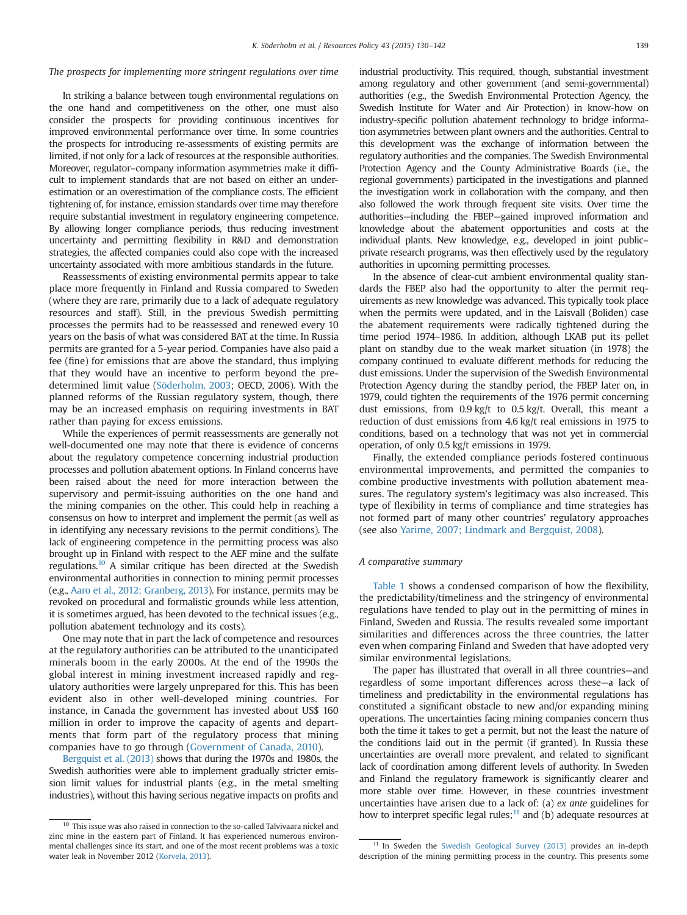*The prospects for implementing more stringent regulations over time*

In striking a balance between tough environmental regulations on the one hand and competitiveness on the other, one must also consider the prospects for providing continuous incentives for improved environmental performance over time. In some countries the prospects for introducing re-assessments of existing permits are limited, if not only for a lack of resources at the responsible authorities. Moreover, regulator–company information asymmetries make it difficult to implement standards that are not based on either an underestimation or an overestimation of the compliance costs. The efficient tightening of, for instance, emission standards over time may therefore require substantial investment in regulatory engineering competence. By allowing longer compliance periods, thus reducing investment uncertainty and permitting flexibility in R&D and demonstration strategies, the affected companies could also cope with the increased uncertainty associated with more ambitious standards in the future.

Reassessments of existing environmental permits appear to take place more frequently in Finland and Russia compared to Sweden (where they are rare, primarily due to a lack of adequate regulatory resources and staff). Still, in the previous Swedish permitting processes the permits had to be reassessed and renewed every 10 years on the basis of what was considered BAT at the time. In Russia permits are granted for a 5-year period. Companies have also paid a fee (fine) for emissions that are above the standard, thus implying that they would have an incentive to perform beyond the predetermined limit value (Söderholm, 2003; OECD, 2006). With the planned reforms of the Russian regulatory system, though, there may be an increased emphasis on requiring investments in BAT rather than paying for excess emissions.

While the experiences of permit reassessments are generally not well-documented one may note that there is evidence of concerns about the regulatory competence concerning industrial production processes and pollution abatement options. In Finland concerns have been raised about the need for more interaction between the supervisory and permit-issuing authorities on the one hand and the mining companies on the other. This could help in reaching a consensus on how to interpret and implement the permit (as well as in identifying any necessary revisions to the permit conditions). The lack of engineering competence in the permitting process was also brought up in Finland with respect to the AEF mine and the sulfate regulations.[10] A similar critique has been directed at the Swedish environmental authorities in connection to mining permit processes (e.g., Aaro et al., 2012; Granberg, 2013). For instance, permits may be revoked on procedural and formalistic grounds while less attention, it is sometimes argued, has been devoted to the technical issues (e.g., pollution abatement technology and its costs).

One may note that in part the lack of competence and resources at the regulatory authorities can be attributed to the unanticipated minerals boom in the early 2000s. At the end of the 1990s the global interest in mining investment increased rapidly and regulatory authorities were largely unprepared for this. This has been evident also in other well-developed mining countries. For instance, in Canada the government has invested about US$ 160 million in order to improve the capacity of agents and departments that form part of the regulatory process that mining companies have to go through (Government of Canada, 2010).

Bergquist et al. (2013) shows that during the 1970s and 1980s, the Swedish authorities were able to implement gradually stricter emission limit values for industrial plants (e.g., in the metal smelting industries), without this having serious negative impacts on profits and industrial productivity. This required, though, substantial investment among regulatory and other government (and semi-governmental) authorities (e.g., the Swedish Environmental Protection Agency, the Swedish Institute for Water and Air Protection) in know-how on industry-specific pollution abatement technology to bridge information asymmetries between plant owners and the authorities. Central to this development was the exchange of information between the regulatory authorities and the companies. The Swedish Environmental Protection Agency and the County Administrative Boards (i.e., the regional governments) participated in the investigations and planned the investigation work in collaboration with the company, and then also followed the work through frequent site visits. Over time the authorities—including the FBEP—gained improved information and knowledge about the abatement opportunities and costs at the individual plants. New knowledge, e.g., developed in joint public–private research programs, was then effectively used by the regulatory authorities in upcoming permitting processes.

In the absence of clear-cut ambient environmental quality standards the FBEP also had the opportunity to alter the permit requirements as new knowledge was advanced. This typically took place when the permits were updated, and in the Laisvall (Boliden) case the abatement requirements were radically tightened during the time period 1974–1986. In addition, although LKAB put its pellet plant on standby due to the weak market situation (in 1978) the company continued to evaluate different methods for reducing the dust emissions. Under the supervision of the Swedish Environmental Protection Agency during the standby period, the FBEP later on, in 1979, could tighten the requirements of the 1976 permit concerning dust emissions, from 0.9 kg/t to 0.5 kg/t. Overall, this meant a reduction of dust emissions from 4.6 kg/t real emissions in 1975 to conditions, based on a technology that was not yet in commercial operation, of only 0.5 kg/t emissions in 1979.

Finally, the extended compliance periods fostered continuous environmental improvements, and permitted the companies to combine productive investments with pollution abatement measures. The regulatory system's legitimacy was also increased. This type of flexibility in terms of compliance and time strategies has not formed part of many other countries' regulatory approaches (see also Yarime, 2007; Lindmark and Bergquist, 2008).

## A comparative summary

Table 1 shows a condensed comparison of how the flexibility, the predictability/timeliness and the stringency of environmental regulations have tended to play out in the permitting of mines in Finland, Sweden and Russia. The results revealed some important similarities and differences across the three countries, the latter even when comparing Finland and Sweden that have adopted very similar environmental legislations.

The paper has illustrated that overall in all three countries—and regardless of some important differences across these—a lack of timeliness and predictability in the environmental regulations has constituted a significant obstacle to new and/or expanding mining operations. The uncertainties facing mining companies concern thus both the time it takes to get a permit, but not the least the nature of the conditions laid out in the permit (if granted). In Russia these uncertainties are overall more prevalent, and related to significant lack of coordination among different levels of authority. In Sweden and Finland the regulatory framework is significantly clearer and more stable over time. However, in these countries investment uncertainties have arisen due to a lack of: (a) *ex ante* guidelines for how to interpret specific legal rules;[11] and (b) adequate resources at

[10] This issue was also raised in connection to the so-called Talvivaara nickel and zinc mine in the eastern part of Finland. It has experienced numerous environmental challenges since its start, and one of the most recent problems was a toxic water leak in November 2012 (Korvela, 2013).

[11] In Sweden the Swedish Geological Survey (2013) provides an in-depth description of the mining permitting process in the country. This presents some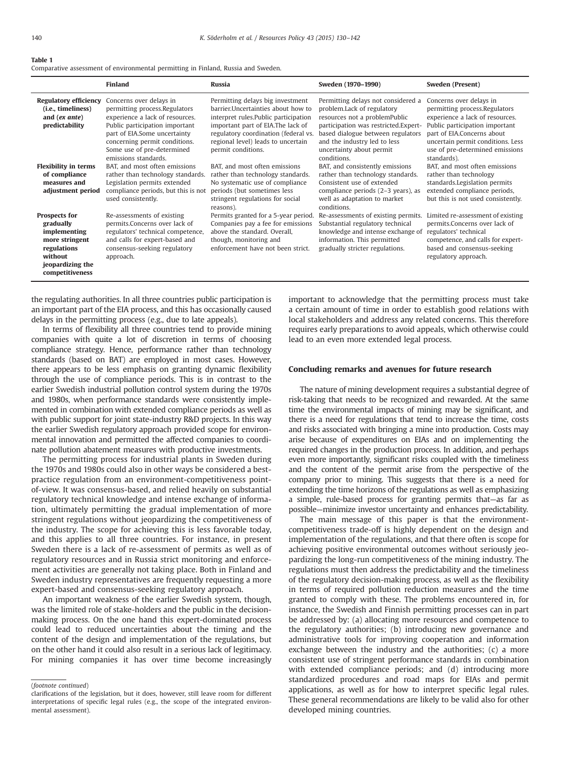**Table 1**
Comparative assessment of environmental permitting in Finland, Russia and Sweden.

| | Finland | Russia | Sweden (1970–1990) | Sweden (Present) |
|---|---|---|---|---|
| **Regulatory efficiency (i.e., timeliness) and (*ex ante*) predictability** | Concerns over delays in permitting process.Regulators experience a lack of resources. Public participation important part of EIA.Some uncertainty concerning permit conditions. Some use of pre-determined emissions standards. | Permitting delays big investment barrier.Uncertainties about how to interpret rules.Public participation important part of EIA.The lack of regulatory coordination (federal vs. regional level) leads to uncertain permit conditions. | Permitting delays not considered a problem.Lack of regulatory resources not a problemPublic participation was restricted.Expert-based dialogue between regulators and the industry led to less uncertainty about permit conditions. | Concerns over delays in permitting process.Regulators experience a lack of resources. Public participation important part of EIA.Concerns about uncertain permit conditions. Less use of pre-determined emissions standards). |
| **Flexibility in terms of compliance measures and adjustment period** | BAT, and most often emissions rather than technology standards. Legislation permits extended compliance periods, but this is not used consistently. | BAT, and most often emissions rather than technology standards. No systematic use of compliance periods (but sometimes less stringent regulations for social reasons). | BAT, and consistently emissions rather than technology standards. Consistent use of extended compliance periods (2–3 years), as well as adaptation to market conditions. | BAT, and most often emissions rather than technology standards.Legislation permits extended compliance periods, but this is not used consistently. |
| **Prospects for gradually implementing more stringent regulations without jeopardizing the competitiveness** | Re-assessments of existing permits.Concerns over lack of regulators' technical competence, and calls for expert-based and consensus-seeking regulatory approach. | Permits granted for a 5-year period. Companies pay a fee for emissions above the standard. Overall, though, monitoring and enforcement have not been strict. | Re-assessments of existing permits. Substantial regulatory technical knowledge and intense exchange of information. This permitted gradually stricter regulations. | Limited re-assessment of existing permits.Concerns over lack of regulators' technical competence, and calls for expert-based and consensus-seeking regulatory approach. |

the regulating authorities. In all three countries public participation is an important part of the EIA process, and this has occasionally caused delays in the permitting process (e.g., due to late appeals).

In terms of flexibility all three countries tend to provide mining companies with quite a lot of discretion in terms of choosing compliance strategy. Hence, performance rather than technology standards (based on BAT) are employed in most cases. However, there appears to be less emphasis on granting dynamic flexibility through the use of compliance periods. This is in contrast to the earlier Swedish industrial pollution control system during the 1970s and 1980s, when performance standards were consistently implemented in combination with extended compliance periods as well as with public support for joint state-industry R&D projects. In this way the earlier Swedish regulatory approach provided scope for environmental innovation and permitted the affected companies to coordinate pollution abatement measures with productive investments.

The permitting process for industrial plants in Sweden during the 1970s and 1980s could also in other ways be considered a best-practice regulation from an environment-competitiveness point-of-view. It was consensus-based, and relied heavily on substantial regulatory technical knowledge and intense exchange of information, ultimately permitting the gradual implementation of more stringent regulations without jeopardizing the competitiveness of the industry. The scope for achieving this is less favorable today, and this applies to all three countries. For instance, in present Sweden there is a lack of re-assessment of permits as well as of regulatory resources and in Russia strict monitoring and enforcement activities are generally not taking place. Both in Finland and Sweden industry representatives are frequently requesting a more expert-based and consensus-seeking regulatory approach.

An important weakness of the earlier Swedish system, though, was the limited role of stake-holders and the public in the decision-making process. On the one hand this expert-dominated process could lead to reduced uncertainties about the timing and the content of the design and implementation of the regulations, but on the other hand it could also result in a serious lack of legitimacy. For mining companies it has over time become increasingly important to acknowledge that the permitting process must take a certain amount of time in order to establish good relations with local stakeholders and address any related concerns. This therefore requires early preparations to avoid appeals, which otherwise could lead to an even more extended legal process.

## Concluding remarks and avenues for future research

The nature of mining development requires a substantial degree of risk-taking that needs to be recognized and rewarded. At the same time the environmental impacts of mining may be significant, and there is a need for regulations that tend to increase the time, costs and risks associated with bringing a mine into production. Costs may arise because of expenditures on EIAs and on implementing the required changes in the production process. In addition, and perhaps even more importantly, significant risks coupled with the timeliness and the content of the permit arise from the perspective of the company prior to mining. This suggests that there is a need for extending the time horizons of the regulations as well as emphasizing a simple, rule-based process for granting permits that—as far as possible—minimize investor uncertainty and enhances predictability.

The main message of this paper is that the environment-competitiveness trade-off is highly dependent on the design and implementation of the regulations, and that there often is scope for achieving positive environmental outcomes without seriously jeopardizing the long-run competitiveness of the mining industry. The regulations must then address the predictability and the timeliness of the regulatory decision-making process, as well as the flexibility in terms of required pollution reduction measures and the time granted to comply with these. The problems encountered in, for instance, the Swedish and Finnish permitting processes can in part be addressed by: (a) allocating more resources and competence to the regulatory authorities; (b) introducing new governance and administrative tools for improving cooperation and information exchange between the industry and the authorities; (c) a more consistent use of stringent performance standards in combination with extended compliance periods; and (d) introducing more standardized procedures and road maps for EIAs and permit applications, as well as for how to interpret specific legal rules. These general recommendations are likely to be valid also for other developed mining countries.

(*footnote continued*)
clarifications of the legislation, but it does, however, still leave room for different interpretations of specific legal rules (e.g., the scope of the integrated environmental assessment).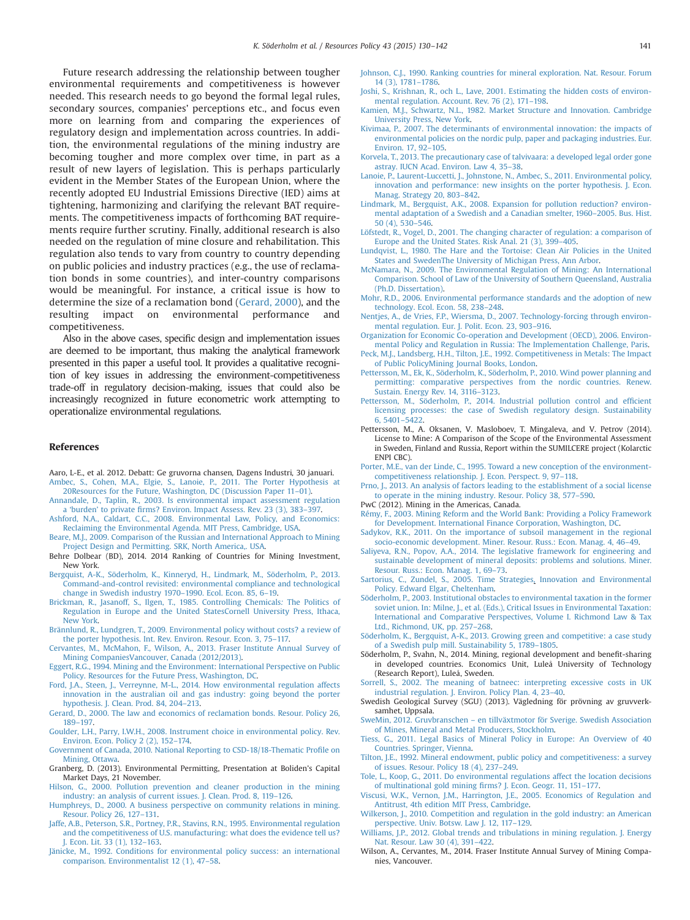Future research addressing the relationship between tougher environmental requirements and competitiveness is however needed. This research needs to go beyond the formal legal rules, secondary sources, companies' perceptions etc., and focus even more on learning from and comparing the experiences of regulatory design and implementation across countries. In addition, the environmental regulations of the mining industry are becoming tougher and more complex over time, in part as a result of new layers of legislation. This is perhaps particularly evident in the Member States of the European Union, where the recently adopted EU Industrial Emissions Directive (IED) aims at tightening, harmonizing and clarifying the relevant BAT requirements. The competitiveness impacts of forthcoming BAT requirements require further scrutiny. Finally, additional research is also needed on the regulation of mine closure and rehabilitation. This regulation also tends to vary from country to country depending on public policies and industry practices (e.g., the use of reclamation bonds in some countries), and inter-country comparisons would be meaningful. For instance, a critical issue is how to determine the size of a reclamation bond (Gerard, 2000), and the resulting impact on environmental performance and competitiveness.

Also in the above cases, specific design and implementation issues are deemed to be important, thus making the analytical framework presented in this paper a useful tool. It provides a qualitative recognition of key issues in addressing the environment-competitiveness trade-off in regulatory decision-making, issues that could also be increasingly recognized in future econometric work attempting to operationalize environmental regulations.

## References

Aaro, L-E., et al. 2012. Debatt: Ge gruvorna chansen, Dagens Industri, 30 januari.

Ambec, S., Cohen, M.A., Elgie, S., Lanoie, P., 2011. The Porter Hypothesis at 20Resources for the Future, Washington, DC (Discussion Paper 11–01).

Annandale, D., Taplin, R., 2003. Is environmental impact assessment regulation a 'burden' to private firms? Environ. Impact Assess. Rev. 23 (3), 383–397.

Ashford, N.A., Caldart, C.C., 2008. Environmental Law, Policy, and Economics: Reclaiming the Environmental Agenda. MIT Press, Cambridge, USA.

Beare, M.J., 2009. Comparison of the Russian and International Approach to Mining Project Design and Permitting. SRK, North America,. USA.

Behre Dolbear (BD), 2014. 2014 Ranking of Countries for Mining Investment, New York.

Bergquist, A-K., Söderholm, K., Kinneryd, H., Lindmark, M., Söderholm, P., 2013. Command-and-control revisited: environmental compliance and technological change in Swedish industry 1970–1990. Ecol. Econ. 85, 6–19.

Brickman, R., Jasanoff, S., Ilgen, T., 1985. Controlling Chemicals: The Politics of Regulation in Europe and the United StatesCornell University Press, Ithaca, New York.

Brännlund, R., Lundgren, T., 2009. Environmental policy without costs? a review of the porter hypothesis. Int. Rev. Environ. Resour. Econ. 3, 75–117.

Cervantes, M., McMahon, F., Wilson, A., 2013. Fraser Institute Annual Survey of Mining CompaniesVancouver, Canada (2012/2013).

Eggert, R.G., 1994. Mining and the Environment: International Perspective on Public Policy. Resources for the Future, Washington, DC.

Ford, J.A., Steen, J., Verreynne, M-L., 2014. How environmental regulation affects innovation in the australian oil and gas industry: going beyond the porter hypothesis. J. Clean. Prod. 84, 204–213.

Gerard, D., 2000. The law and economics of reclamation bonds. Resour. Policy 26, 189–197.

Goulder, L.H., Parry, I.W.H., 2008. Instrument choice in environmental policy. Rev. Environ. Econ. Policy 2 (2), 152–174.

Government of Canada, 2010. National Reporting to CSD-18/18-Thematic Profile on Mining, Ottawa.

Granberg, D. (2013). Environmental Permitting, Presentation at Boliden's Capital Market Days, 21 November.

Hilson, G., 2000. Pollution prevention and cleaner production in the mining industry: an analysis of current issues. J. Clean. Prod. 8, 119–126.

Humphreys, D., 2000. A business perspective on community relations in mining. Resour. Policy 26, 127–131.

Jaffe, A.B., Peterson, S.R., Portney, P.R., Stavins, R.N., 1995. Environmental regulation and the competitiveness of U.S. manufacturing: what does the evidence tell us? J. Econ. Lit. 33 (1), 132–163.

Jänicke, M., 1992. Conditions for environmental policy success: an international comparison. Environmentalist 12 (1), 47–58.

Johnson, C.J., 1990. Ranking countries for mineral exploration. Nat. Resour. Forum 14 (3), 1781–1786.

Joshi, S., Krishnan, R., och L., Lave, 2001. Estimating the hidden costs of environmental regulation. Account. Rev. 76 (2), 171–198.

Kamien, M.J., Schwartz, N.L., 1982. Market Structure and Innovation. Cambridge University Press, New York.

Kivimaa, P., 2007. The determinants of environmental innovation: the impacts of environmental policies on the nordic pulp, paper and packaging industries. Eur. Environ. 17, 92–105.

Korvela, T., 2013. The precautionary case of talvivaara: a developed legal order gone astray. IUCN Acad. Environ. Law 4, 35–38.

Lanoie, P., Laurent-Luccetti, J., Johnstone, N., Ambec, S., 2011. Environmental policy, innovation and performance: new insights on the porter hypothesis. J. Econ. Manag. Strategy 20, 803–842.

Lindmark, M., Bergquist, A.K., 2008. Expansion for pollution reduction? environmental adaptation of a Swedish and a Canadian smelter, 1960–2005. Bus. Hist. 50 (4), 530–546.

Löfstedt, R., Vogel, D., 2001. The changing character of regulation: a comparison of Europe and the United States. Risk Anal. 21 (3), 399–405.

Lundqvist, L., 1980. The Hare and the Tortoise: Clean Air Policies in the United States and SwedenThe University of Michigan Press, Ann Arbor.

McNamara, N., 2009. The Environmental Regulation of Mining: An International Comparison. School of Law of the University of Southern Queensland, Australia (Ph.D. Dissertation).

Mohr, R.D., 2006. Environmental performance standards and the adoption of new technology. Ecol. Econ. 58, 238–248.

Nentjes, A., de Vries, F.P., Wiersma, D., 2007. Technology-forcing through environmental regulation. Eur. J. Polit. Econ. 23, 903–916.

Organization for Economic Co-operation and Development (OECD), 2006. Environmental Policy and Regulation in Russia: The Implementation Challenge, Paris.

Peck, M.J., Landsberg, H.H., Tilton, J.E., 1992. Competitiveness in Metals: The Impact of Public PolicyMining Journal Books, London.

Pettersson, M., Ek, K., Söderholm, K., Söderholm, P., 2010. Wind power planning and permitting: comparative perspectives from the nordic countries. Renew. Sustain. Energy Rev. 14, 3116–3123.

Pettersson, M., Söderholm, P., 2014. Industrial pollution control and efficient licensing processes: the case of Swedish regulatory design. Sustainability 6, 5401–5422.

Pettersson, M., A. Oksanen, V. Masloboev, T. Mingaleva, and V. Petrov (2014). License to Mine: A Comparison of the Scope of the Environmental Assessment in Sweden, Finland and Russia, Report within the SUMILCERE project (Kolarctic ENPI CBC).

Porter, M.E., van der Linde, C., 1995. Toward a new conception of the environment-competitiveness relationship. J. Econ. Perspect. 9, 97–118.

Prno, J., 2013. An analysis of factors leading to the establishment of a social license to operate in the mining industry. Resour. Policy 38, 577–590.

PwC (2012). Mining in the Americas, Canada.

Rémy, F., 2003. Mining Reform and the World Bank: Providing a Policy Framework for Development. International Finance Corporation, Washington, DC.

Sadykov, R.K., 2011. On the importance of subsoil management in the regional socio-economic development. Miner. Resour. Russ.: Econ. Manag. 4, 46–49.

Saliyeva, R.N., Popov, A.A., 2014. The legislative framework for engineering and sustainable development of mineral deposits: problems and solutions. Miner. Resour. Russ.: Econ. Manag. 1, 69–73.

Sartorius, C., Zundel, S., 2005. Time Strategies, Innovation and Environmental Policy. Edward Elgar, Cheltenham.

Söderholm, P., 2003. Institutional obstacles to environmental taxation in the former soviet union. In: Milne, J., et al. (Eds.), Critical Issues in Environmental Taxation: International and Comparative Perspectives, Volume I. Richmond Law & Tax Ltd., Richmond, UK, pp. 257–268.

Söderholm, K., Bergquist, A-K., 2013. Growing green and competitive: a case study of a Swedish pulp mill. Sustainability 5, 1789–1805.

Söderholm, P., Svahn, N., 2014. Mining, regional development and benefit-sharing in developed countries. Economics Unit, Luleå University of Technology (Research Report), Luleå, Sweden.

Sorrell, S., 2002. The meaning of batneec: interpreting excessive costs in UK industrial regulation. J. Environ. Policy Plan. 4, 23–40.

Swedish Geological Survey (SGU) (2013). Vägledning för prövning av gruvverksamhet, Uppsala.

SweMin, 2012. Gruvbranschen – en tillväxtmotor för Sverige. Swedish Association of Mines, Mineral and Metal Producers, Stockholm.

Tiess, G., 2011. Legal Basics of Mineral Policy in Europe: An Overview of 40 Countries. Springer, Vienna.

Tilton, J.E., 1992. Mineral endowment, public policy and competitiveness: a survey of issues. Resour. Policy 18 (4), 237–249.

Tole, L., Koop, G., 2011. Do environmental regulations affect the location decisions of multinational gold mining firms? J. Econ. Geogr. 11, 151–177.

Viscusi, W.K., Vernon, J.M., Harrington, J.E., 2005. Economics of Regulation and Antitrust, 4th edition MIT Press, Cambridge.

Wilkerson, J., 2010. Competition and regulation in the gold industry: an American perspective. Univ. Botsw. Law J. 12, 117–129.

Williams, J.P., 2012. Global trends and tribulations in mining regulation. J. Energy Nat. Resour. Law 30 (4), 391–422.

Wilson, A., Cervantes, M., 2014. Fraser Institute Annual Survey of Mining Companies, Vancouver.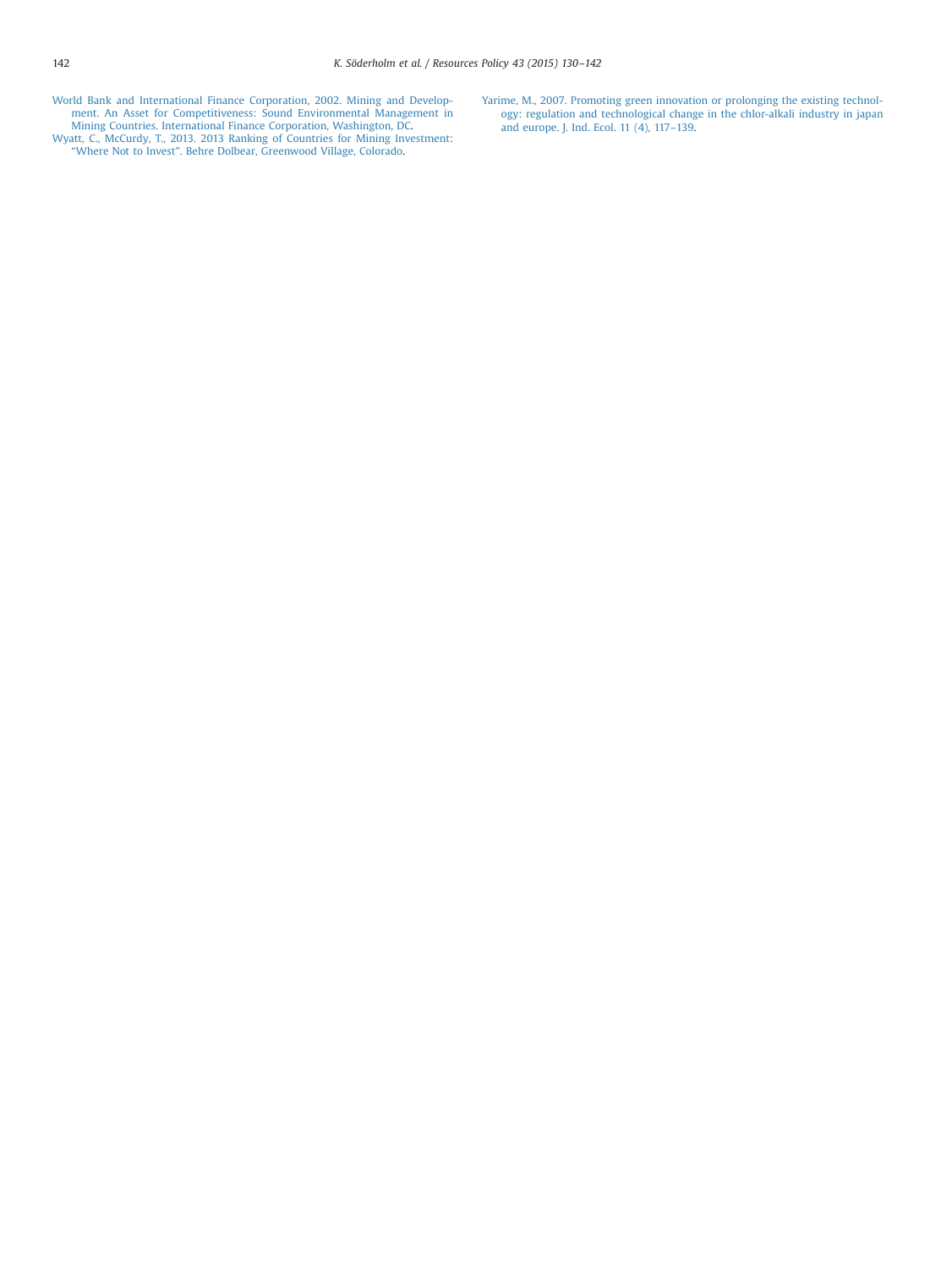World Bank and International Finance Corporation, 2002. Mining and Development. An Asset for Competitiveness: Sound Environmental Management in Mining Countries. International Finance Corporation, Washington, DC.

Wyatt, C., McCurdy, T., 2013. 2013 Ranking of Countries for Mining Investment: "Where Not to Invest". Behre Dolbear, Greenwood Village, Colorado.

Yarime, M., 2007. Promoting green innovation or prolonging the existing technology: regulation and technological change in the chlor-alkali industry in japan and europe. J. Ind. Ecol. 11 (4), 117–139.